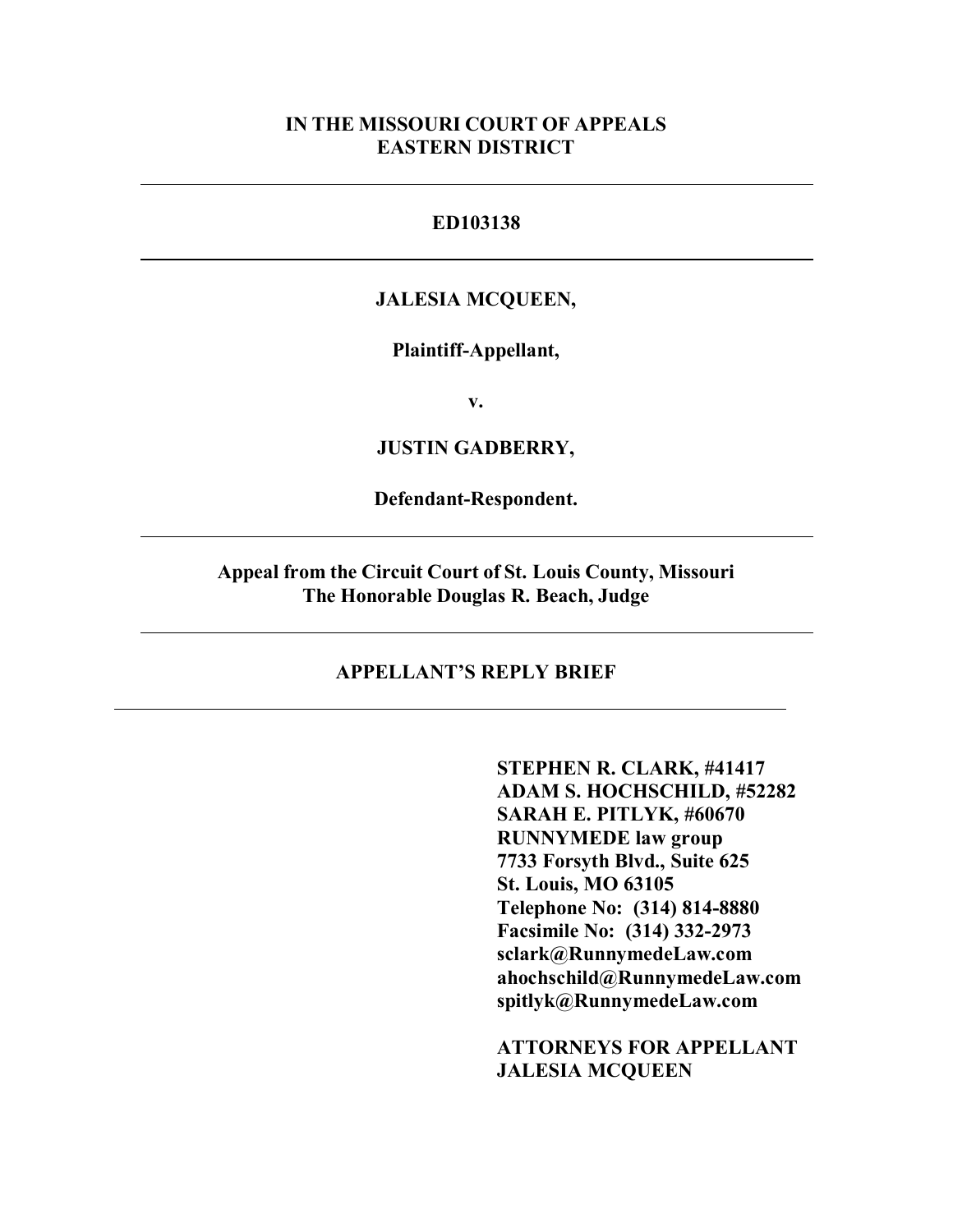**IN THE MISSOURI COURT OF APPEALS**
**EASTERN DISTRICT**

---

**ED103138**

---

**JALESIA MCQUEEN,**

**Plaintiff-Appellant,**

**v.**

**JUSTIN GADBERRY,**

**Defendant-Respondent.**

---

**Appeal from the Circuit Court of St. Louis County, Missouri**
**The Honorable Douglas R. Beach, Judge**

---

**APPELLANT'S REPLY BRIEF**

---

**STEPHEN R. CLARK, #41417**
**ADAM S. HOCHSCHILD, #52282**
**SARAH E. PITLYK, #60670**
**RUNNYMEDE law group**
**7733 Forsyth Blvd., Suite 625**
**St. Louis, MO 63105**
**Telephone No: (314) 814-8880**
**Facsimile No: (314) 332-2973**
**sclark@RunnymedeLaw.com**
**ahochschild@RunnymedeLaw.com**
**spitlyk@RunnymedeLaw.com**

**ATTORNEYS FOR APPELLANT**
**JALESIA MCQUEEN**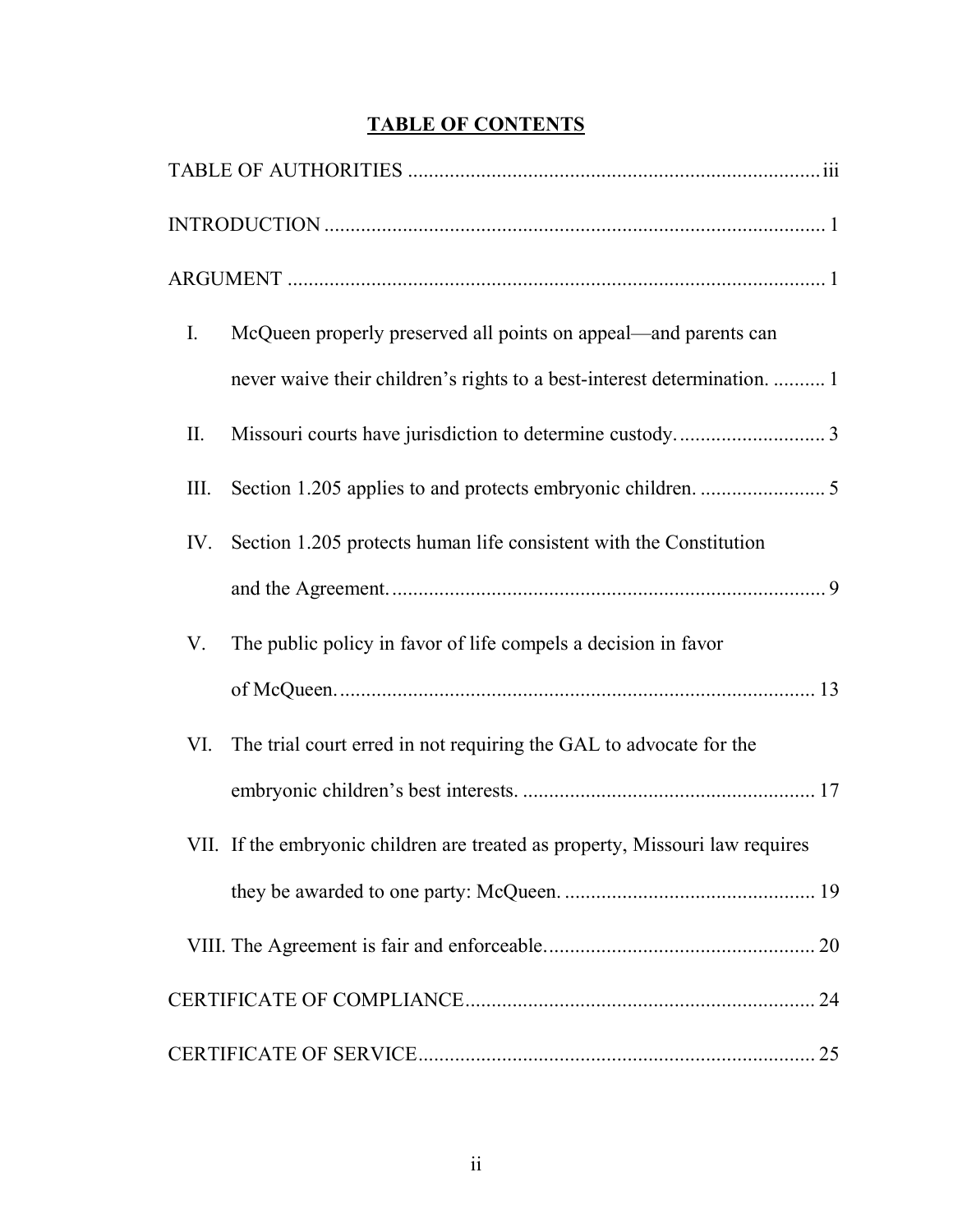# **TABLE OF CONTENTS**

TABLE OF AUTHORITIES ........................................................................... iii

INTRODUCTION ........................................................................................... 1

ARGUMENT .................................................................................................. 1

I. McQueen properly preserved all points on appeal—and parents can never waive their children's rights to a best-interest determination. .......... 1

II. Missouri courts have jurisdiction to determine custody. ........................... 3

III. Section 1.205 applies to and protects embryonic children. ........................ 5

IV. Section 1.205 protects human life consistent with the Constitution and the Agreement. ................................................................................. 9

V. The public policy in favor of life compels a decision in favor of McQueen. ......................................................................................... 13

VI. The trial court erred in not requiring the GAL to advocate for the embryonic children's best interests. ....................................................... 17

VII. If the embryonic children are treated as property, Missouri law requires they be awarded to one party: McQueen. ............................................... 19

VIII. The Agreement is fair and enforceable. .................................................. 20

CERTIFICATE OF COMPLIANCE ............................................................... 24

CERTIFICATE OF SERVICE ........................................................................ 25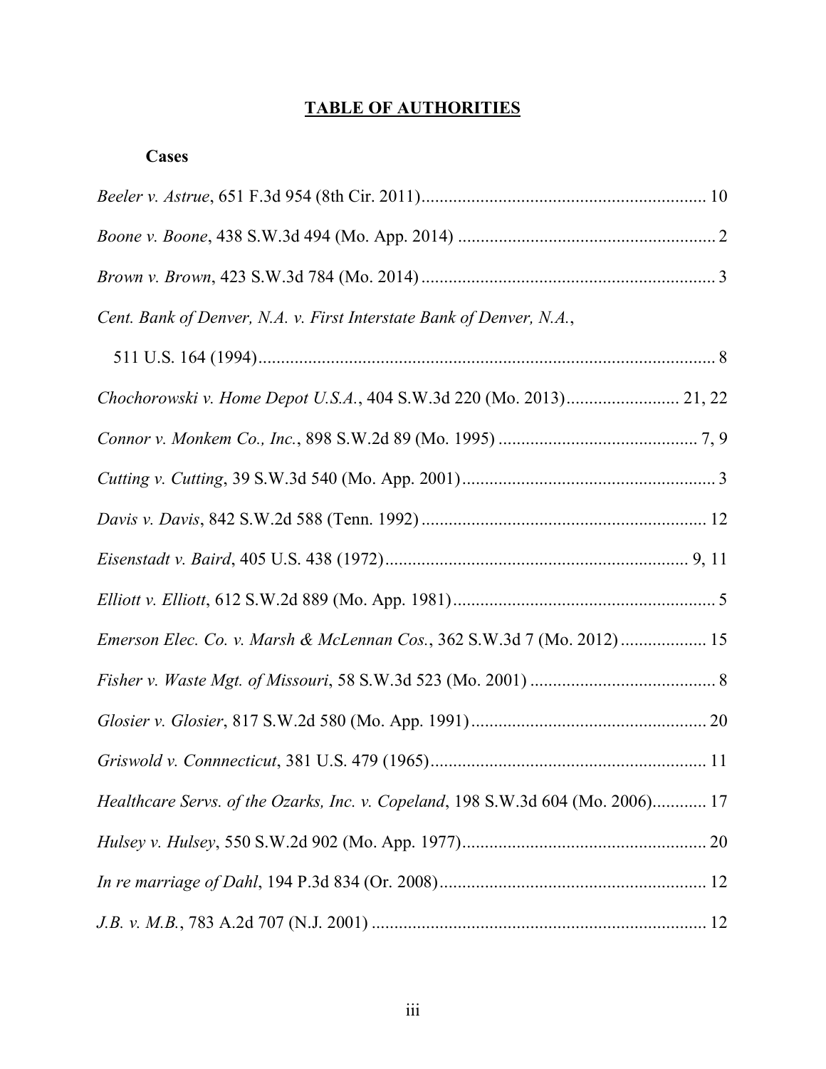# TABLE OF AUTHORITIES

## Cases

*Beeler v. Astrue*, 651 F.3d 954 (8th Cir. 2011)............................................................... 10

*Boone v. Boone*, 438 S.W.3d 494 (Mo. App. 2014) ......................................................... 2

*Brown v. Brown*, 423 S.W.3d 784 (Mo. 2014)................................................................. 3

*Cent. Bank of Denver, N.A. v. First Interstate Bank of Denver, N.A.*,

511 U.S. 164 (1994)...................................................................................................... 8

*Chochorowski v. Home Depot U.S.A.*, 404 S.W.3d 220 (Mo. 2013)......................... 21, 22

*Connor v. Monkem Co., Inc.*, 898 S.W.2d 89 (Mo. 1995) ............................................ 7, 9

*Cutting v. Cutting*, 39 S.W.3d 540 (Mo. App. 2001)........................................................ 3

*Davis v. Davis*, 842 S.W.2d 588 (Tenn. 1992)............................................................... 12

*Eisenstadt v. Baird*, 405 U.S. 438 (1972).................................................................. 9, 11

*Elliott v. Elliott*, 612 S.W.2d 889 (Mo. App. 1981).......................................................... 5

*Emerson Elec. Co. v. Marsh & McLennan Cos.*, 362 S.W.3d 7 (Mo. 2012).................. 15

*Fisher v. Waste Mgt. of Missouri*, 58 S.W.3d 523 (Mo. 2001) ......................................... 8

*Glosier v. Glosier*, 817 S.W.2d 580 (Mo. App. 1991).................................................... 20

*Griswold v. Connnecticut*, 381 U.S. 479 (1965)............................................................. 11

*Healthcare Servs. of the Ozarks, Inc. v. Copeland*, 198 S.W.3d 604 (Mo. 2006)............ 17

*Hulsey v. Hulsey*, 550 S.W.2d 902 (Mo. App. 1977)...................................................... 20

*In re marriage of Dahl*, 194 P.3d 834 (Or. 2008)........................................................... 12

*J.B. v. M.B.*, 783 A.2d 707 (N.J. 2001) .......................................................................... 12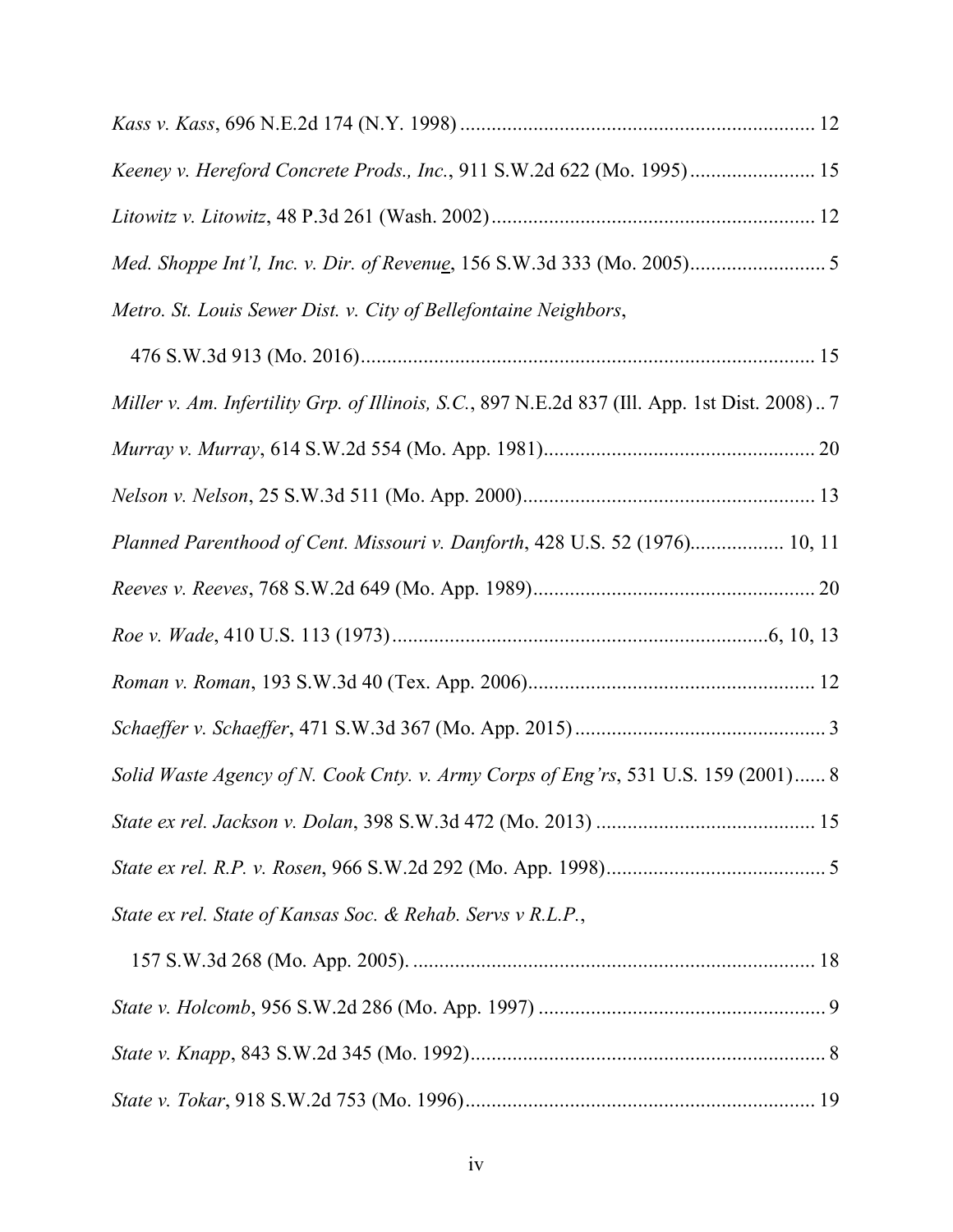*Kass v. Kass*, 696 N.E.2d 174 (N.Y. 1998) .................................................................... 12

*Keeney v. Hereford Concrete Prods., Inc.*, 911 S.W.2d 622 (Mo. 1995) ........................ 15

*Litowitz v. Litowitz*, 48 P.3d 261 (Wash. 2002) ............................................................. 12

*Med. Shoppe Int'l, Inc. v. Dir. of Revenue*, 156 S.W.3d 333 (Mo. 2005) .......................... 5

*Metro. St. Louis Sewer Dist. v. City of Bellefontaine Neighbors*,

476 S.W.3d 913 (Mo. 2016) ....................................................................................... 15

*Miller v. Am. Infertility Grp. of Illinois, S.C.*, 897 N.E.2d 837 (Ill. App. 1st Dist. 2008) .. 7

*Murray v. Murray*, 614 S.W.2d 554 (Mo. App. 1981) .................................................... 20

*Nelson v. Nelson*, 25 S.W.3d 511 (Mo. App. 2000) ........................................................ 13

*Planned Parenthood of Cent. Missouri v. Danforth*, 428 U.S. 52 (1976) .................. 10, 11

*Reeves v. Reeves*, 768 S.W.2d 649 (Mo. App. 1989) ...................................................... 20

*Roe v. Wade*, 410 U.S. 113 (1973) ........................................................................ 6, 10, 13

*Roman v. Roman*, 193 S.W.3d 40 (Tex. App. 2006) ....................................................... 12

*Schaeffer v. Schaeffer*, 471 S.W.3d 367 (Mo. App. 2015) ................................................ 3

*Solid Waste Agency of N. Cook Cnty. v. Army Corps of Eng'rs*, 531 U.S. 159 (2001) ...... 8

*State ex rel. Jackson v. Dolan*, 398 S.W.3d 472 (Mo. 2013) .......................................... 15

*State ex rel. R.P. v. Rosen*, 966 S.W.2d 292 (Mo. App. 1998) .......................................... 5

*State ex rel. State of Kansas Soc. & Rehab. Servs v R.L.P.*,

157 S.W.3d 268 (Mo. App. 2005). ............................................................................ 18

*State v. Holcomb*, 956 S.W.2d 286 (Mo. App. 1997) ....................................................... 9

*State v. Knapp*, 843 S.W.2d 345 (Mo. 1992) .................................................................... 8

*State v. Tokar*, 918 S.W.2d 753 (Mo. 1996) ................................................................... 19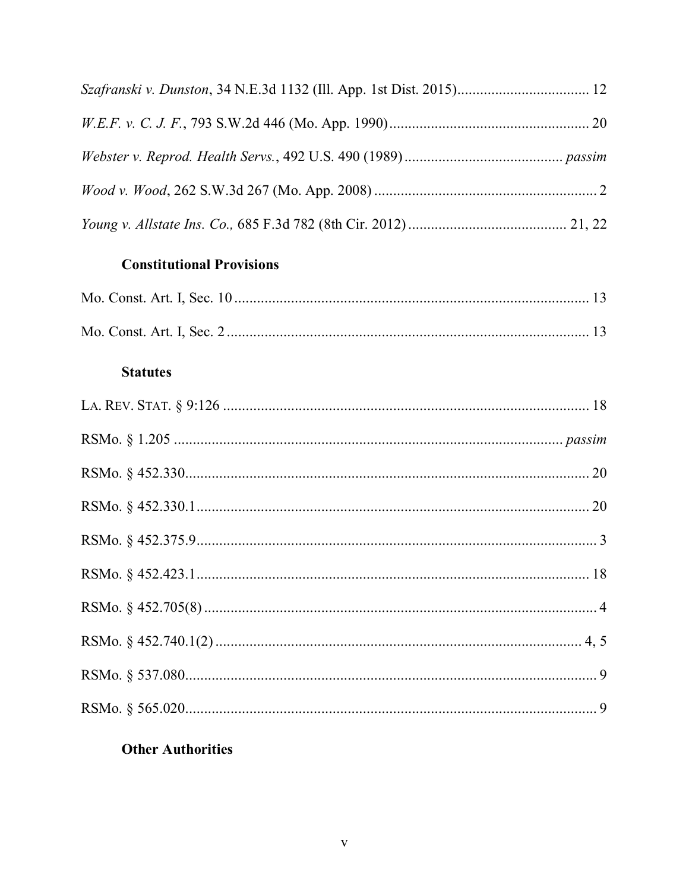*Szafranski v. Dunston*, 34 N.E.3d 1132 (Ill. App. 1st Dist. 2015) .................................. 12

*W.E.F. v. C. J. F.*, 793 S.W.2d 446 (Mo. App. 1990) .................................................... 20

*Webster v. Reprod. Health Servs.*, 492 U.S. 490 (1989) .......................................... *passim*

*Wood v. Wood*, 262 S.W.3d 267 (Mo. App. 2008) .......................................................... 2

*Young v. Allstate Ins. Co.,* 685 F.3d 782 (8th Cir. 2012) ......................................... 21, 22

### Constitutional Provisions

Mo. Const. Art. I, Sec. 10 .............................................................................................. 13

Mo. Const. Art. I, Sec. 2 ................................................................................................ 13

### Statutes

LA. REV. STAT. § 9:126 ................................................................................................. 18

RSMo. § 1.205 ....................................................................................................... *passim*

RSMo. § 452.330 ........................................................................................................... 20

RSMo. § 452.330.1 ........................................................................................................ 20

RSMo. § 452.375.9 .......................................................................................................... 3

RSMo. § 452.423.1 ........................................................................................................ 18

RSMo. § 452.705(8) ........................................................................................................ 4

RSMo. § 452.740.1(2) ................................................................................................. 4, 5

RSMo. § 537.080 ............................................................................................................. 9

RSMo. § 565.020 ............................................................................................................. 9

### Other Authorities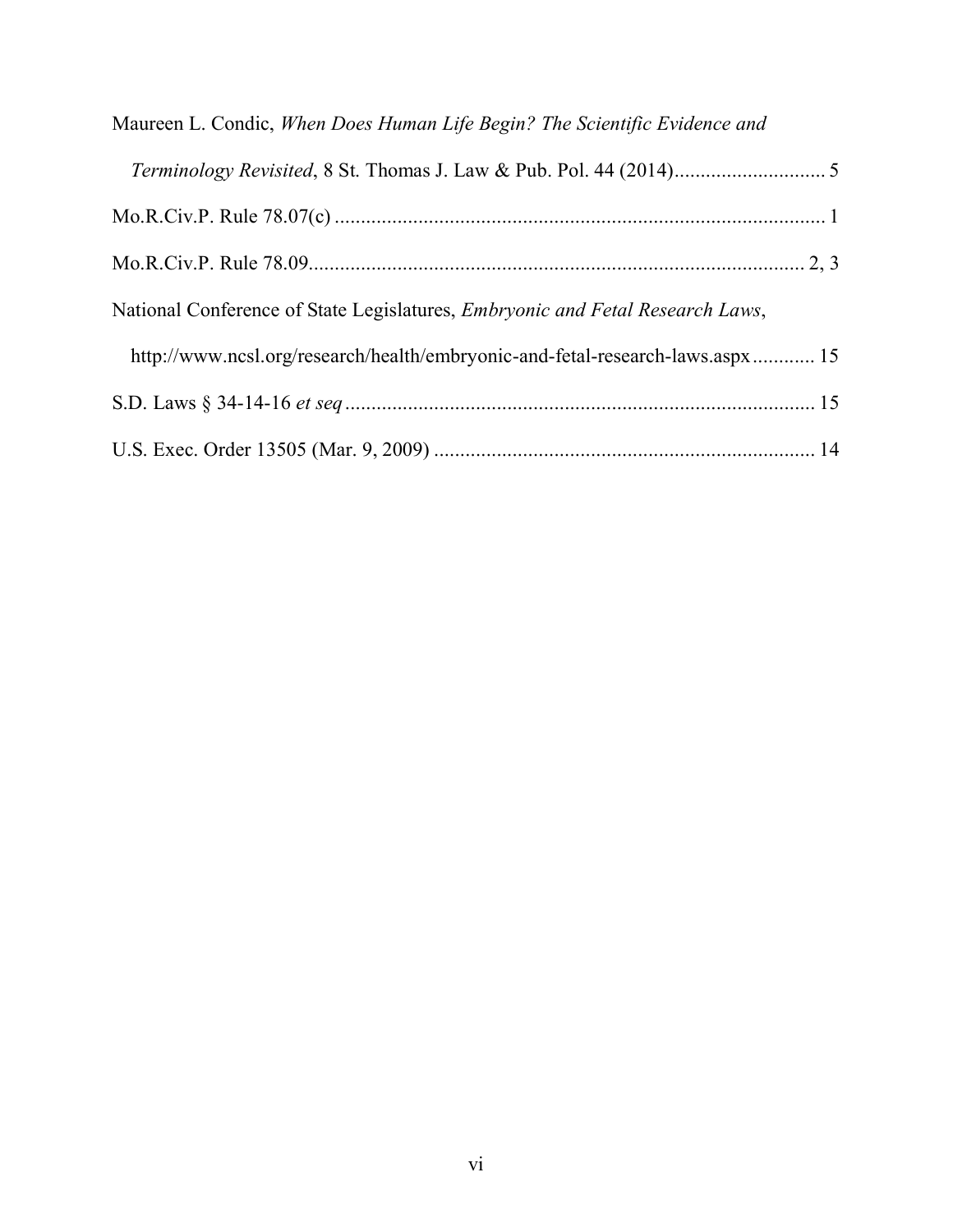Maureen L. Condic, *When Does Human Life Begin? The Scientific Evidence and Terminology Revisited*, 8 St. Thomas J. Law & Pub. Pol. 44 (2014)............................. 5

Mo.R.Civ.P. Rule 78.07(c) ............................................................................................. 1

Mo.R.Civ.P. Rule 78.09............................................................................................. 2, 3

National Conference of State Legislatures, *Embryonic and Fetal Research Laws*, http://www.ncsl.org/research/health/embryonic-and-fetal-research-laws.aspx............ 15

S.D. Laws § 34-14-16 *et seq* ........................................................................................ 15

U.S. Exec. Order 13505 (Mar. 9, 2009) ........................................................................ 14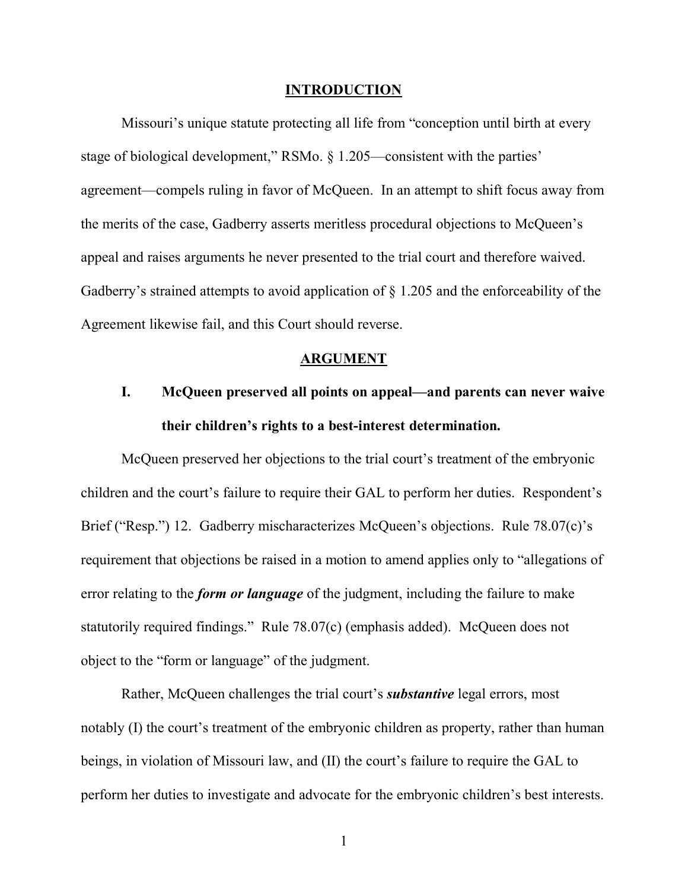## INTRODUCTION

Missouri's unique statute protecting all life from "conception until birth at every stage of biological development," RSMo. § 1.205—consistent with the parties' agreement—compels ruling in favor of McQueen. In an attempt to shift focus away from the merits of the case, Gadberry asserts meritless procedural objections to McQueen's appeal and raises arguments he never presented to the trial court and therefore waived. Gadberry's strained attempts to avoid application of § 1.205 and the enforceability of the Agreement likewise fail, and this Court should reverse.

## ARGUMENT

### I. McQueen preserved all points on appeal—and parents can never waive their children's rights to a best-interest determination.

McQueen preserved her objections to the trial court's treatment of the embryonic children and the court's failure to require their GAL to perform her duties. Respondent's Brief ("Resp.") 12. Gadberry mischaracterizes McQueen's objections. Rule 78.07(c)'s requirement that objections be raised in a motion to amend applies only to "allegations of error relating to the ***form or language*** of the judgment, including the failure to make statutorily required findings." Rule 78.07(c) (emphasis added). McQueen does not object to the "form or language" of the judgment.

Rather, McQueen challenges the trial court's ***substantive*** legal errors, most notably (I) the court's treatment of the embryonic children as property, rather than human beings, in violation of Missouri law, and (II) the court's failure to require the GAL to perform her duties to investigate and advocate for the embryonic children's best interests.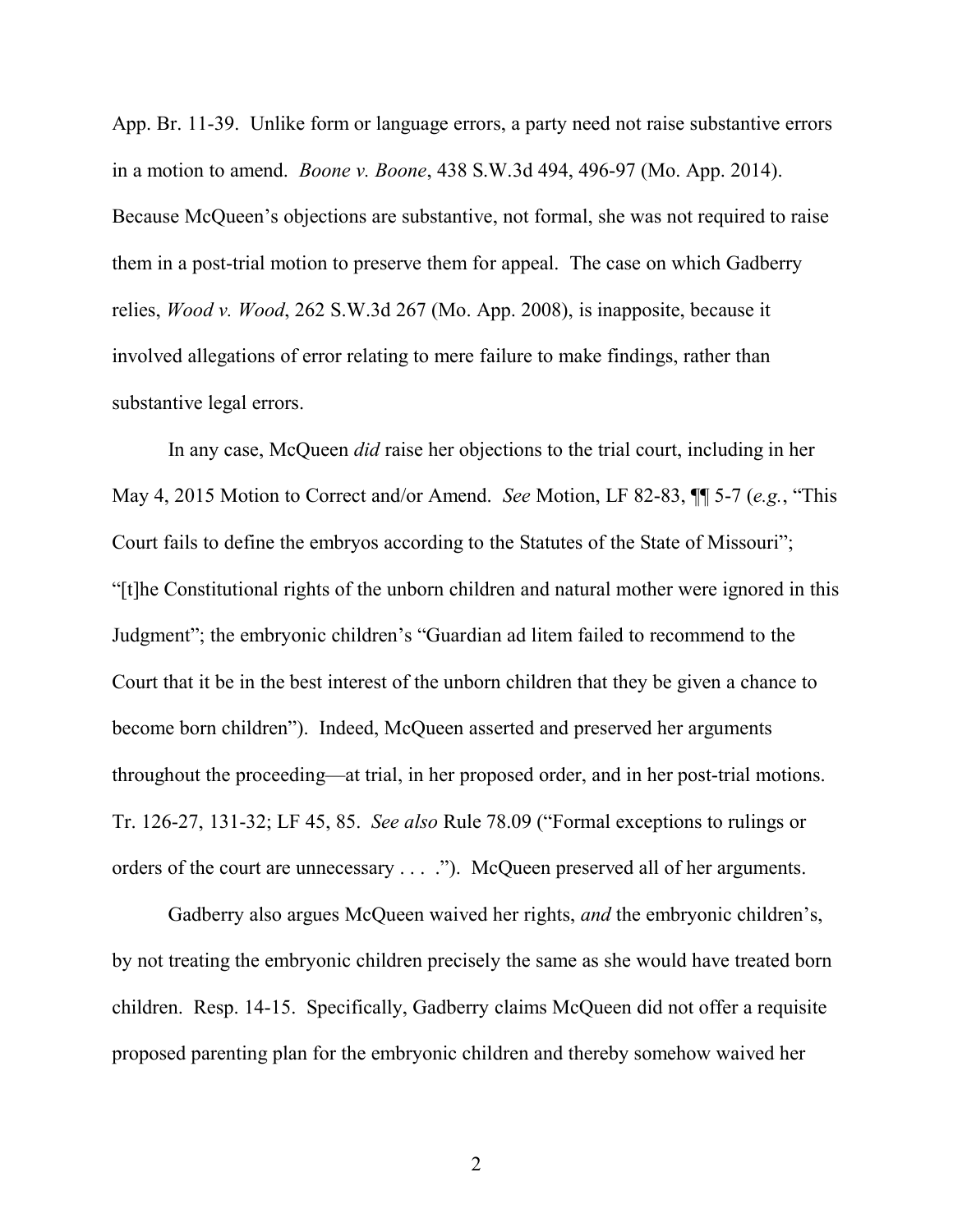App. Br. 11-39. Unlike form or language errors, a party need not raise substantive errors in a motion to amend. *Boone v. Boone*, 438 S.W.3d 494, 496-97 (Mo. App. 2014). Because McQueen's objections are substantive, not formal, she was not required to raise them in a post-trial motion to preserve them for appeal. The case on which Gadberry relies, *Wood v. Wood*, 262 S.W.3d 267 (Mo. App. 2008), is inapposite, because it involved allegations of error relating to mere failure to make findings, rather than substantive legal errors.

In any case, McQueen *did* raise her objections to the trial court, including in her May 4, 2015 Motion to Correct and/or Amend. *See* Motion, LF 82-83, ¶¶ 5-7 (*e.g.*, "This Court fails to define the embryos according to the Statutes of the State of Missouri"; "[t]he Constitutional rights of the unborn children and natural mother were ignored in this Judgment"; the embryonic children's "Guardian ad litem failed to recommend to the Court that it be in the best interest of the unborn children that they be given a chance to become born children"). Indeed, McQueen asserted and preserved her arguments throughout the proceeding—at trial, in her proposed order, and in her post-trial motions. Tr. 126-27, 131-32; LF 45, 85. *See also* Rule 78.09 ("Formal exceptions to rulings or orders of the court are unnecessary . . . ."). McQueen preserved all of her arguments.

Gadberry also argues McQueen waived her rights, *and* the embryonic children's, by not treating the embryonic children precisely the same as she would have treated born children. Resp. 14-15. Specifically, Gadberry claims McQueen did not offer a requisite proposed parenting plan for the embryonic children and thereby somehow waived her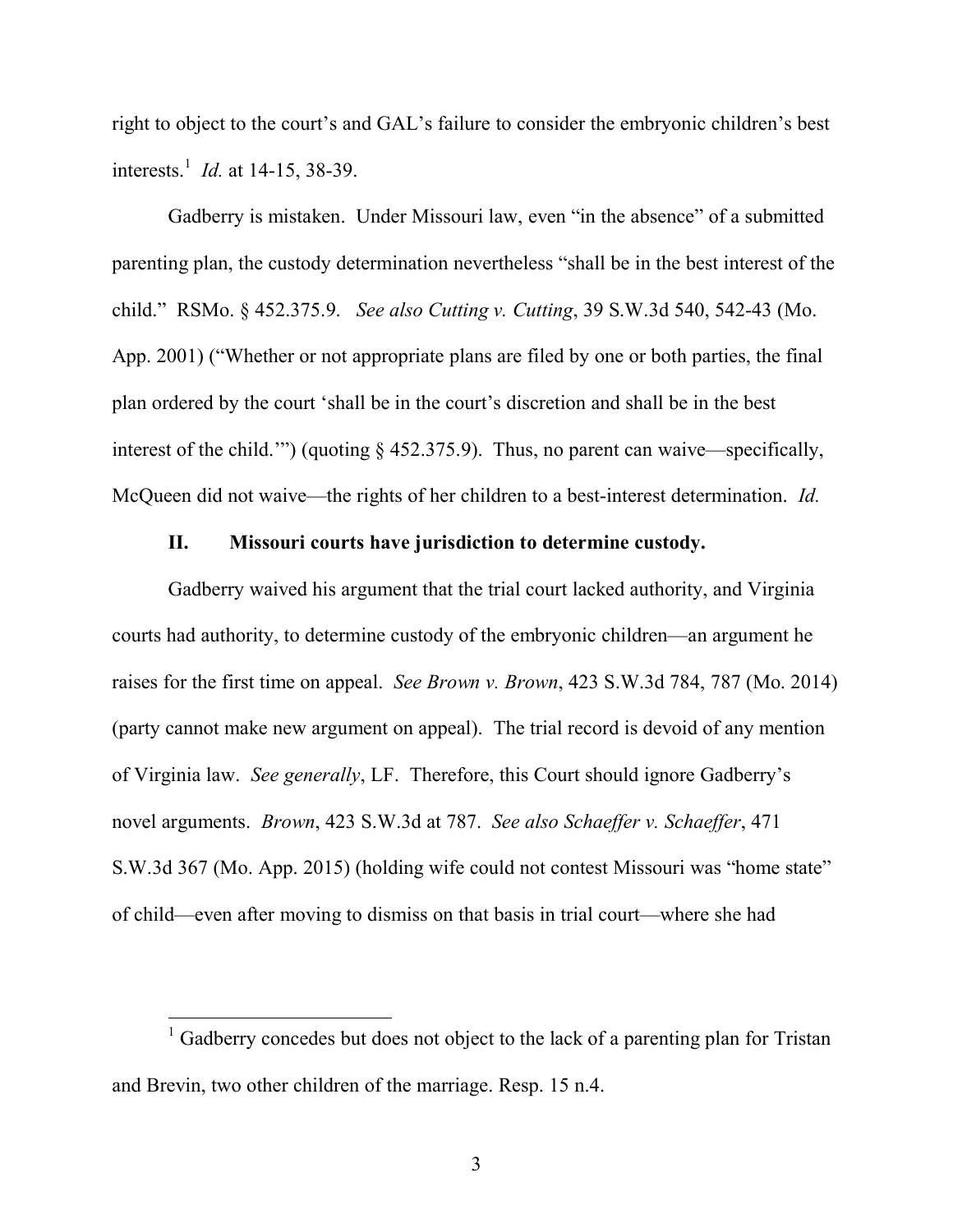right to object to the court's and GAL's failure to consider the embryonic children's best interests.[1] *Id.* at 14-15, 38-39.

Gadberry is mistaken. Under Missouri law, even "in the absence" of a submitted parenting plan, the custody determination nevertheless "shall be in the best interest of the child." RSMo. § 452.375.9. *See also Cutting v. Cutting*, 39 S.W.3d 540, 542-43 (Mo. App. 2001) ("Whether or not appropriate plans are filed by one or both parties, the final plan ordered by the court 'shall be in the court's discretion and shall be in the best interest of the child.'") (quoting § 452.375.9). Thus, no parent can waive—specifically, McQueen did not waive—the rights of her children to a best-interest determination. *Id.*

## II. Missouri courts have jurisdiction to determine custody.

Gadberry waived his argument that the trial court lacked authority, and Virginia courts had authority, to determine custody of the embryonic children—an argument he raises for the first time on appeal. *See Brown v. Brown*, 423 S.W.3d 784, 787 (Mo. 2014) (party cannot make new argument on appeal). The trial record is devoid of any mention of Virginia law. *See generally*, LF. Therefore, this Court should ignore Gadberry's novel arguments. *Brown*, 423 S.W.3d at 787. *See also Schaeffer v. Schaeffer*, 471 S.W.3d 367 (Mo. App. 2015) (holding wife could not contest Missouri was "home state" of child—even after moving to dismiss on that basis in trial court—where she had

[1] Gadberry concedes but does not object to the lack of a parenting plan for Tristan and Brevin, two other children of the marriage. Resp. 15 n.4.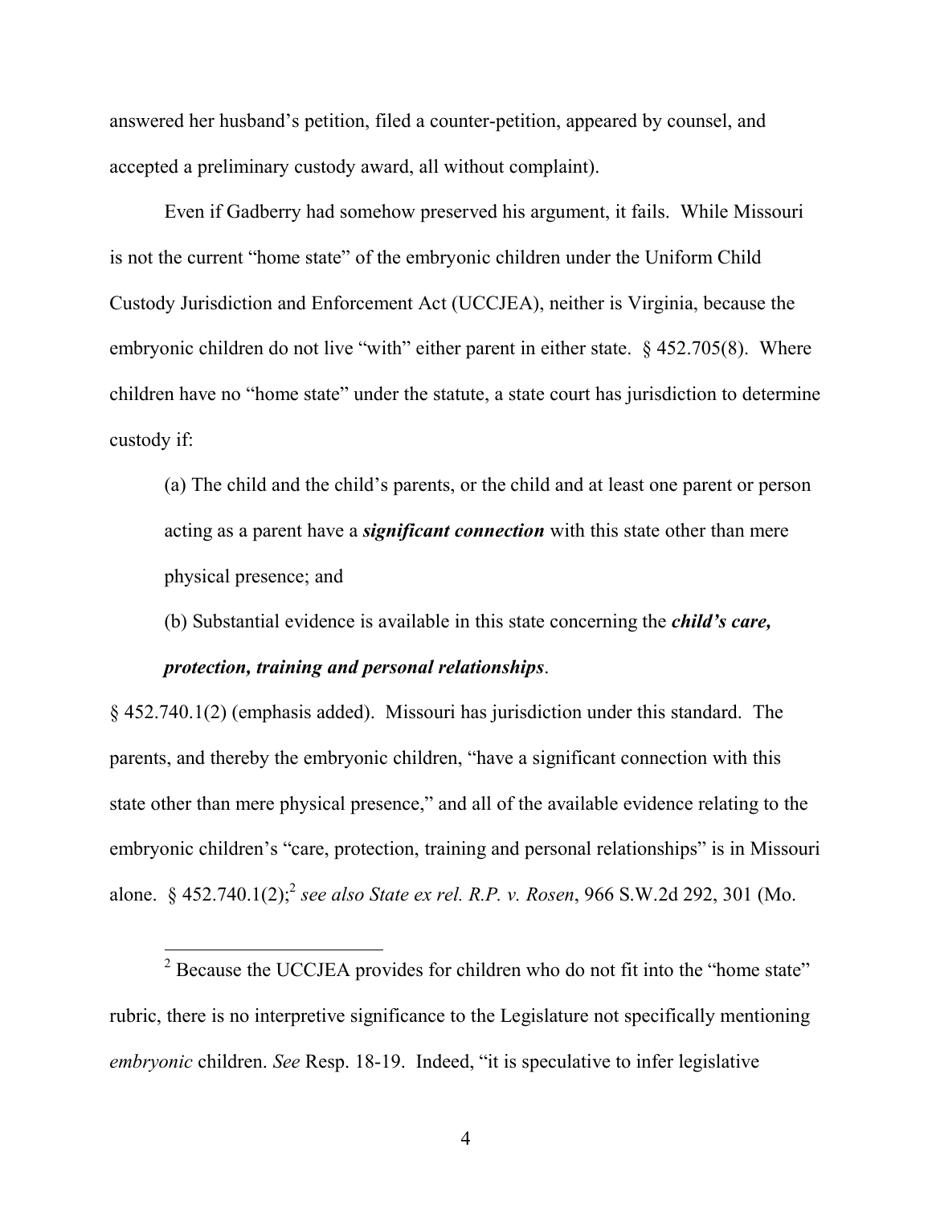answered her husband's petition, filed a counter-petition, appeared by counsel, and accepted a preliminary custody award, all without complaint).

Even if Gadberry had somehow preserved his argument, it fails. While Missouri is not the current "home state" of the embryonic children under the Uniform Child Custody Jurisdiction and Enforcement Act (UCCJEA), neither is Virginia, because the embryonic children do not live "with" either parent in either state. § 452.705(8). Where children have no "home state" under the statute, a state court has jurisdiction to determine custody if:

> (a) The child and the child's parents, or the child and at least one parent or person acting as a parent have a ***significant connection*** with this state other than mere physical presence; and
>
> (b) Substantial evidence is available in this state concerning the ***child's care, protection, training and personal relationships***.

§ 452.740.1(2) (emphasis added). Missouri has jurisdiction under this standard. The parents, and thereby the embryonic children, "have a significant connection with this state other than mere physical presence," and all of the available evidence relating to the embryonic children's "care, protection, training and personal relationships" is in Missouri alone. § 452.740.1(2);[2] *see also State ex rel. R.P. v. Rosen*, 966 S.W.2d 292, 301 (Mo.

---

[2] Because the UCCJEA provides for children who do not fit into the "home state" rubric, there is no interpretive significance to the Legislature not specifically mentioning *embryonic* children. *See* Resp. 18-19. Indeed, "it is speculative to infer legislative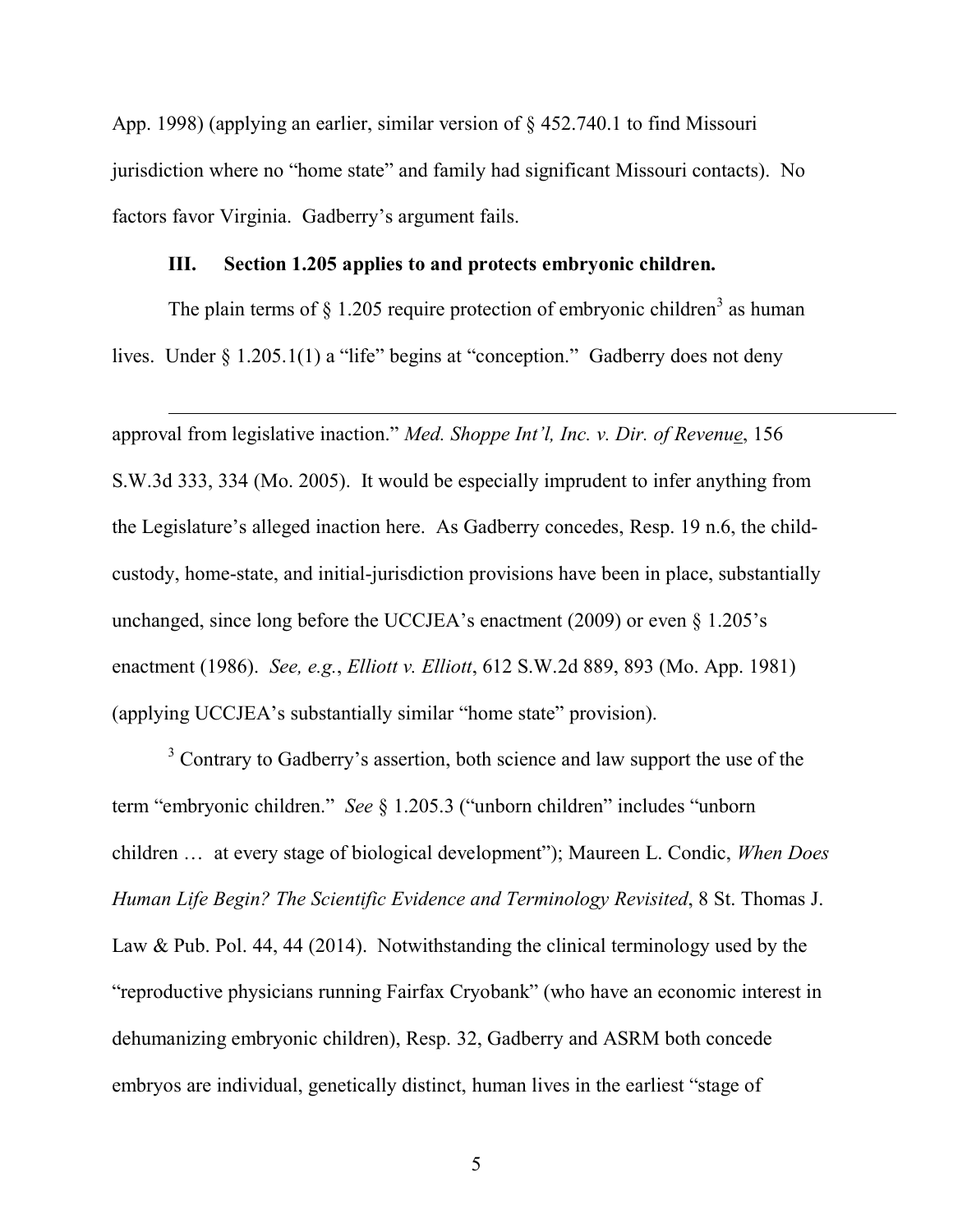App. 1998) (applying an earlier, similar version of § 452.740.1 to find Missouri jurisdiction where no "home state" and family had significant Missouri contacts). No factors favor Virginia. Gadberry's argument fails.

### III. Section 1.205 applies to and protects embryonic children.

The plain terms of § 1.205 require protection of embryonic children[3] as human lives. Under § 1.205.1(1) a "life" begins at "conception." Gadberry does not deny

---

approval from legislative inaction." *Med. Shoppe Int'l, Inc. v. Dir. of Revenue*, 156 S.W.3d 333, 334 (Mo. 2005). It would be especially imprudent to infer anything from the Legislature's alleged inaction here. As Gadberry concedes, Resp. 19 n.6, the child-custody, home-state, and initial-jurisdiction provisions have been in place, substantially unchanged, since long before the UCCJEA's enactment (2009) or even § 1.205's enactment (1986). *See, e.g.*, *Elliott v. Elliott*, 612 S.W.2d 889, 893 (Mo. App. 1981) (applying UCCJEA's substantially similar "home state" provision).

[3] Contrary to Gadberry's assertion, both science and law support the use of the term "embryonic children." *See* § 1.205.3 ("unborn children" includes "unborn children … at every stage of biological development"); Maureen L. Condic, *When Does Human Life Begin? The Scientific Evidence and Terminology Revisited*, 8 St. Thomas J. Law & Pub. Pol. 44, 44 (2014). Notwithstanding the clinical terminology used by the "reproductive physicians running Fairfax Cryobank" (who have an economic interest in dehumanizing embryonic children), Resp. 32, Gadberry and ASRM both concede embryos are individual, genetically distinct, human lives in the earliest "stage of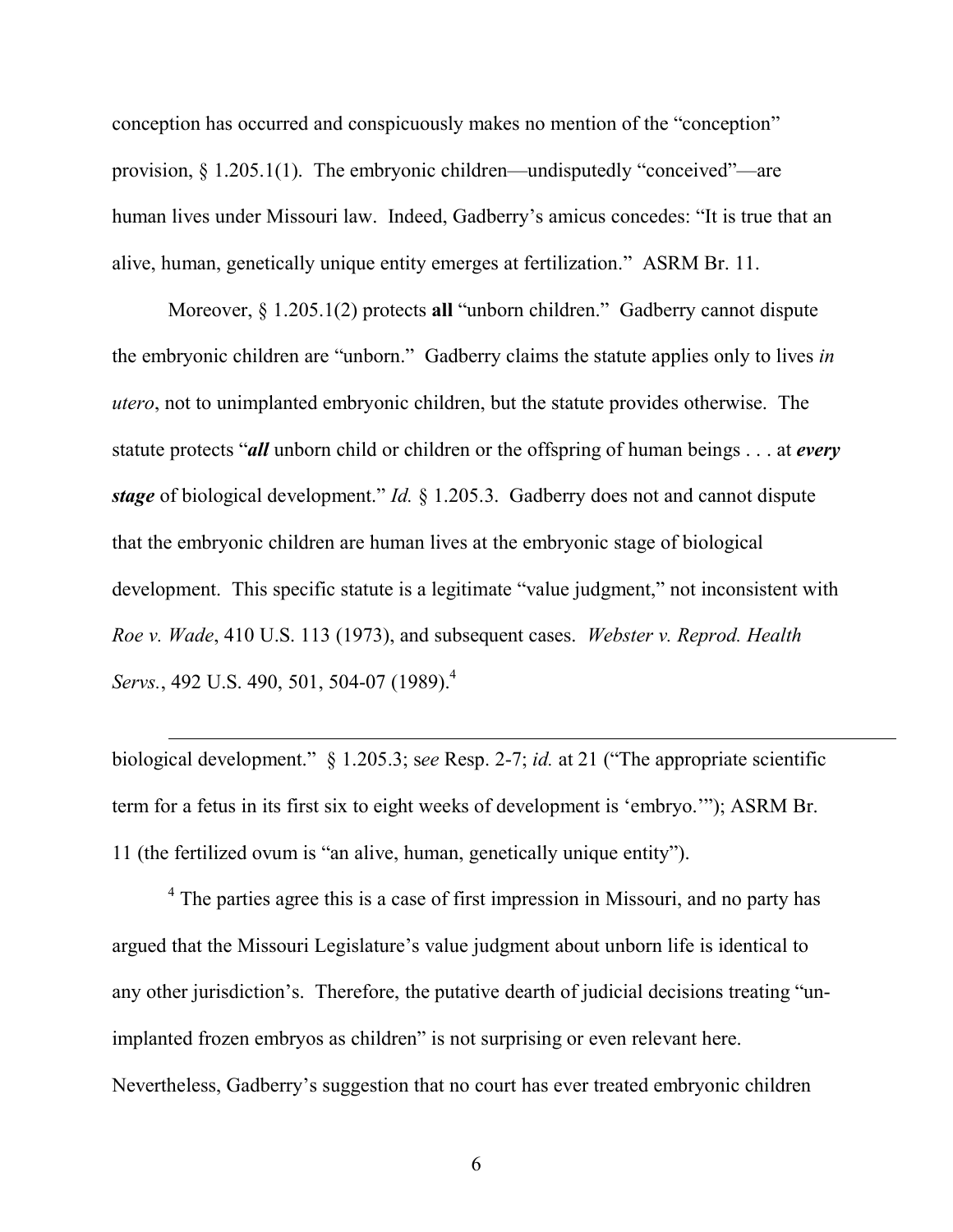conception has occurred and conspicuously makes no mention of the "conception" provision, § 1.205.1(1). The embryonic children—undisputedly "conceived"—are human lives under Missouri law. Indeed, Gadberry's amicus concedes: "It is true that an alive, human, genetically unique entity emerges at fertilization." ASRM Br. 11.

Moreover, § 1.205.1(2) protects **all** "unborn children." Gadberry cannot dispute the embryonic children are "unborn." Gadberry claims the statute applies only to lives *in utero*, not to unimplanted embryonic children, but the statute provides otherwise. The statute protects "***all*** unborn child or children or the offspring of human beings . . . at ***every stage*** of biological development." *Id.* § 1.205.3. Gadberry does not and cannot dispute that the embryonic children are human lives at the embryonic stage of biological development. This specific statute is a legitimate "value judgment," not inconsistent with *Roe v. Wade*, 410 U.S. 113 (1973), and subsequent cases. *Webster v. Reprod. Health Servs.*, 492 U.S. 490, 501, 504-07 (1989).[4]

---

biological development." § 1.205.3; s*ee* Resp. 2-7; *id.* at 21 ("The appropriate scientific term for a fetus in its first six to eight weeks of development is 'embryo.'"); ASRM Br. 11 (the fertilized ovum is "an alive, human, genetically unique entity").

[4] The parties agree this is a case of first impression in Missouri, and no party has argued that the Missouri Legislature's value judgment about unborn life is identical to any other jurisdiction's. Therefore, the putative dearth of judicial decisions treating "un-implanted frozen embryos as children" is not surprising or even relevant here. Nevertheless, Gadberry's suggestion that no court has ever treated embryonic children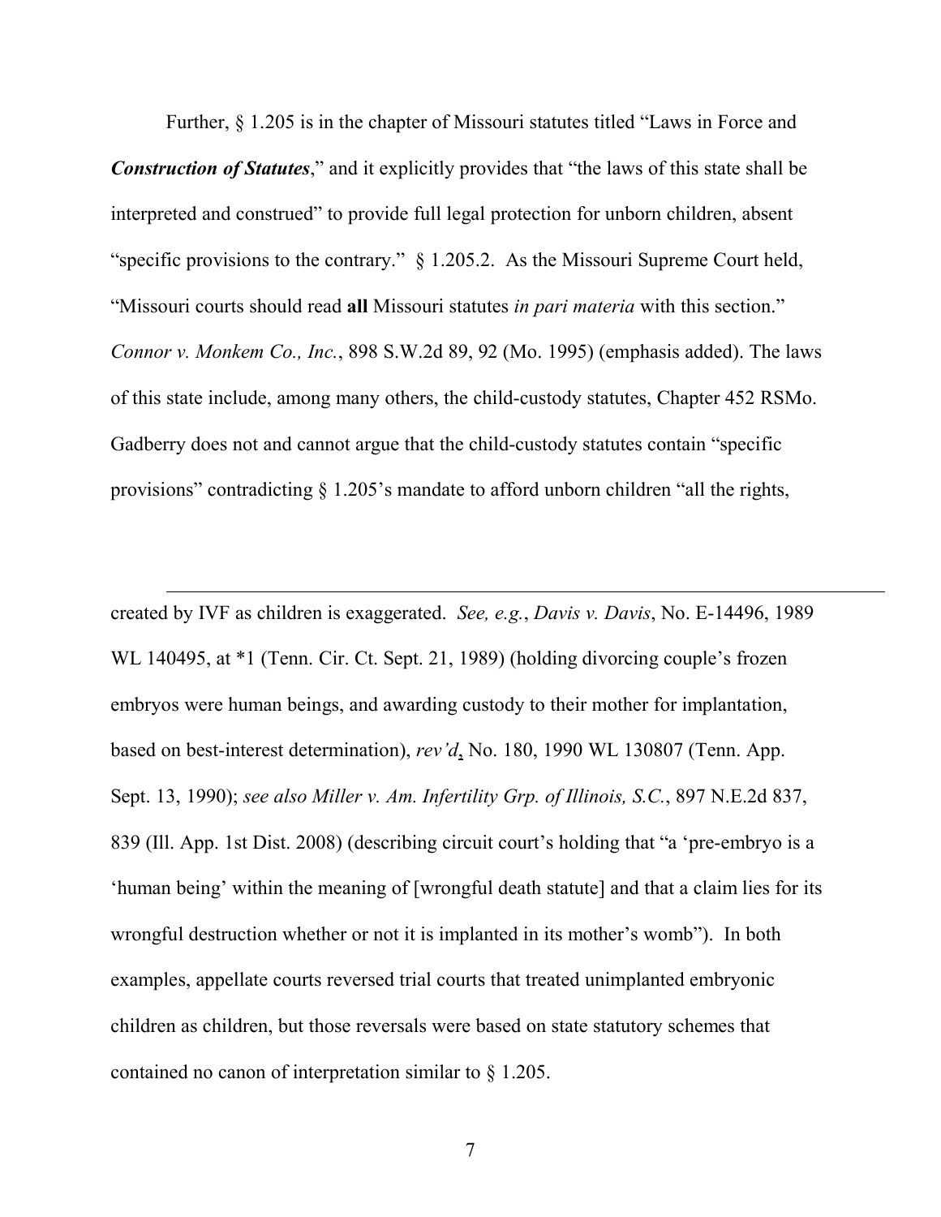Further, § 1.205 is in the chapter of Missouri statutes titled "Laws in Force and ***Construction of Statutes***," and it explicitly provides that "the laws of this state shall be interpreted and construed" to provide full legal protection for unborn children, absent "specific provisions to the contrary." § 1.205.2. As the Missouri Supreme Court held, "Missouri courts should read **all** Missouri statutes *in pari materia* with this section." *Connor v. Monkem Co., Inc.*, 898 S.W.2d 89, 92 (Mo. 1995) (emphasis added). The laws of this state include, among many others, the child-custody statutes, Chapter 452 RSMo. Gadberry does not and cannot argue that the child-custody statutes contain "specific provisions" contradicting § 1.205's mandate to afford unborn children "all the rights,

---

created by IVF as children is exaggerated. *See, e.g.*, *Davis v. Davis*, No. E-14496, 1989 WL 140495, at *1 (Tenn. Cir. Ct. Sept. 21, 1989) (holding divorcing couple's frozen embryos were human beings, and awarding custody to their mother for implantation, based on best-interest determination), *rev'd*, No. 180, 1990 WL 130807 (Tenn. App. Sept. 13, 1990); *see also Miller v. Am. Infertility Grp. of Illinois, S.C.*, 897 N.E.2d 837, 839 (Ill. App. 1st Dist. 2008) (describing circuit court's holding that "a 'pre-embryo is a 'human being' within the meaning of [wrongful death statute] and that a claim lies for its wrongful destruction whether or not it is implanted in its mother's womb"). In both examples, appellate courts reversed trial courts that treated unimplanted embryonic children as children, but those reversals were based on state statutory schemes that contained no canon of interpretation similar to § 1.205.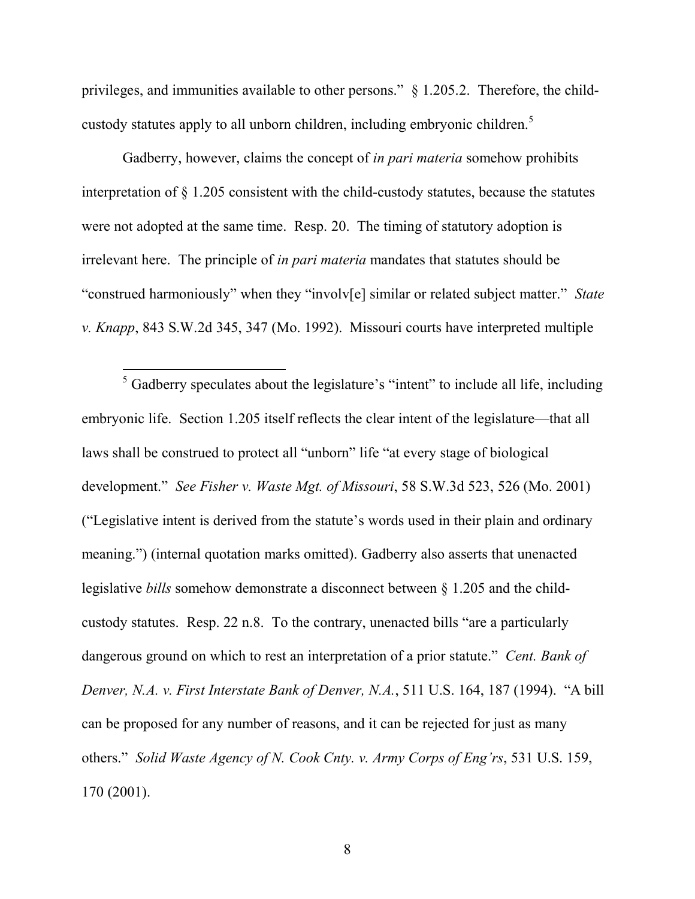privileges, and immunities available to other persons." § 1.205.2. Therefore, the child-custody statutes apply to all unborn children, including embryonic children.[5]

Gadberry, however, claims the concept of *in pari materia* somehow prohibits interpretation of § 1.205 consistent with the child-custody statutes, because the statutes were not adopted at the same time. Resp. 20. The timing of statutory adoption is irrelevant here. The principle of *in pari materia* mandates that statutes should be "construed harmoniously" when they "involv[e] similar or related subject matter." *State v. Knapp*, 843 S.W.2d 345, 347 (Mo. 1992). Missouri courts have interpreted multiple

[5] Gadberry speculates about the legislature's "intent" to include all life, including embryonic life. Section 1.205 itself reflects the clear intent of the legislature—that all laws shall be construed to protect all "unborn" life "at every stage of biological development." *See Fisher v. Waste Mgt. of Missouri*, 58 S.W.3d 523, 526 (Mo. 2001) ("Legislative intent is derived from the statute's words used in their plain and ordinary meaning.") (internal quotation marks omitted). Gadberry also asserts that unenacted legislative *bills* somehow demonstrate a disconnect between § 1.205 and the child-custody statutes. Resp. 22 n.8. To the contrary, unenacted bills "are a particularly dangerous ground on which to rest an interpretation of a prior statute." *Cent. Bank of Denver, N.A. v. First Interstate Bank of Denver, N.A.*, 511 U.S. 164, 187 (1994). "A bill can be proposed for any number of reasons, and it can be rejected for just as many others." *Solid Waste Agency of N. Cook Cnty. v. Army Corps of Eng'rs*, 531 U.S. 159, 170 (2001).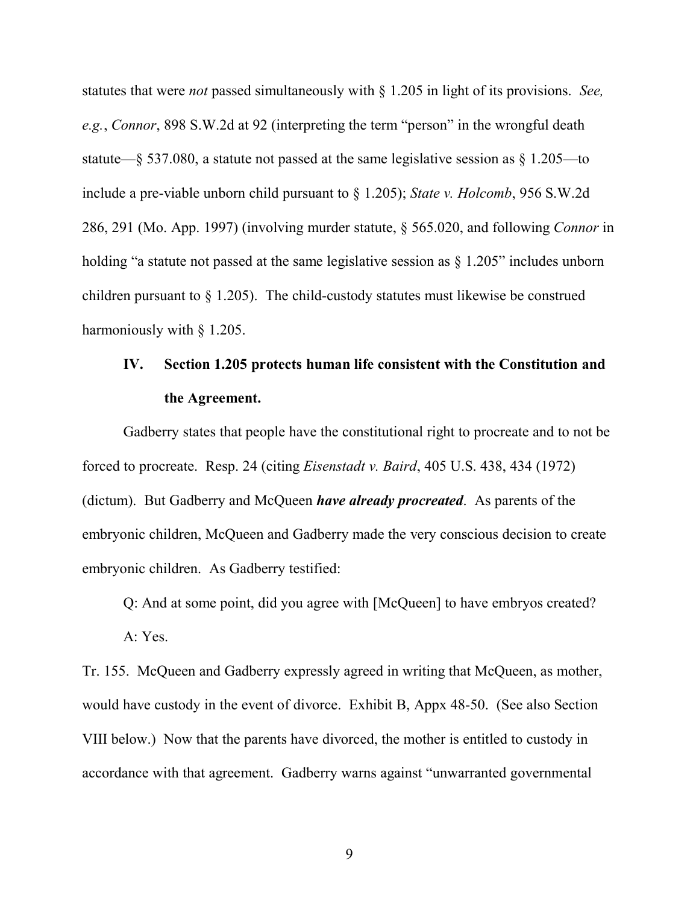statutes that were *not* passed simultaneously with § 1.205 in light of its provisions. *See, e.g.*, *Connor*, 898 S.W.2d at 92 (interpreting the term "person" in the wrongful death statute—§ 537.080, a statute not passed at the same legislative session as § 1.205—to include a pre-viable unborn child pursuant to § 1.205); *State v. Holcomb*, 956 S.W.2d 286, 291 (Mo. App. 1997) (involving murder statute, § 565.020, and following *Connor* in holding "a statute not passed at the same legislative session as § 1.205" includes unborn children pursuant to § 1.205). The child-custody statutes must likewise be construed harmoniously with § 1.205.

## IV. Section 1.205 protects human life consistent with the Constitution and the Agreement.

Gadberry states that people have the constitutional right to procreate and to not be forced to procreate. Resp. 24 (citing *Eisenstadt v. Baird*, 405 U.S. 438, 434 (1972) (dictum). But Gadberry and McQueen ***have already procreated***. As parents of the embryonic children, McQueen and Gadberry made the very conscious decision to create embryonic children. As Gadberry testified:

Q: And at some point, did you agree with [McQueen] to have embryos created?

A: Yes.

Tr. 155. McQueen and Gadberry expressly agreed in writing that McQueen, as mother, would have custody in the event of divorce. Exhibit B, Appx 48-50. (See also Section VIII below.) Now that the parents have divorced, the mother is entitled to custody in accordance with that agreement. Gadberry warns against "unwarranted governmental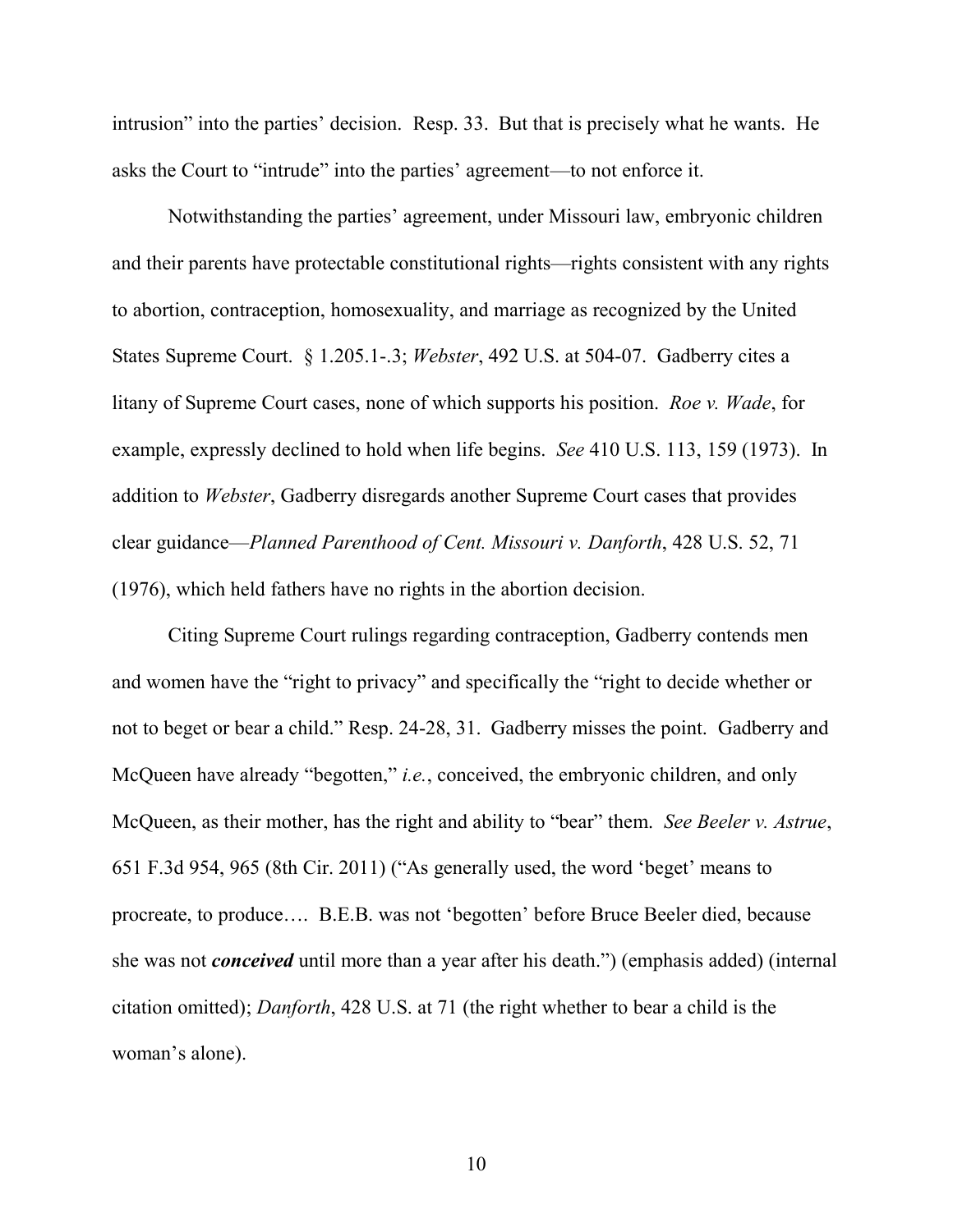intrusion" into the parties' decision. Resp. 33. But that is precisely what he wants. He asks the Court to "intrude" into the parties' agreement—to not enforce it.

Notwithstanding the parties' agreement, under Missouri law, embryonic children and their parents have protectable constitutional rights—rights consistent with any rights to abortion, contraception, homosexuality, and marriage as recognized by the United States Supreme Court. § 1.205.1-.3; *Webster*, 492 U.S. at 504-07. Gadberry cites a litany of Supreme Court cases, none of which supports his position. *Roe v. Wade*, for example, expressly declined to hold when life begins. *See* 410 U.S. 113, 159 (1973). In addition to *Webster*, Gadberry disregards another Supreme Court cases that provides clear guidance—*Planned Parenthood of Cent. Missouri v. Danforth*, 428 U.S. 52, 71 (1976), which held fathers have no rights in the abortion decision.

Citing Supreme Court rulings regarding contraception, Gadberry contends men and women have the "right to privacy" and specifically the "right to decide whether or not to beget or bear a child." Resp. 24-28, 31. Gadberry misses the point. Gadberry and McQueen have already "begotten," *i.e.*, conceived, the embryonic children, and only McQueen, as their mother, has the right and ability to "bear" them. *See Beeler v. Astrue*, 651 F.3d 954, 965 (8th Cir. 2011) ("As generally used, the word 'beget' means to procreate, to produce…. B.E.B. was not 'begotten' before Bruce Beeler died, because she was not ***conceived*** until more than a year after his death.") (emphasis added) (internal citation omitted); *Danforth*, 428 U.S. at 71 (the right whether to bear a child is the woman's alone).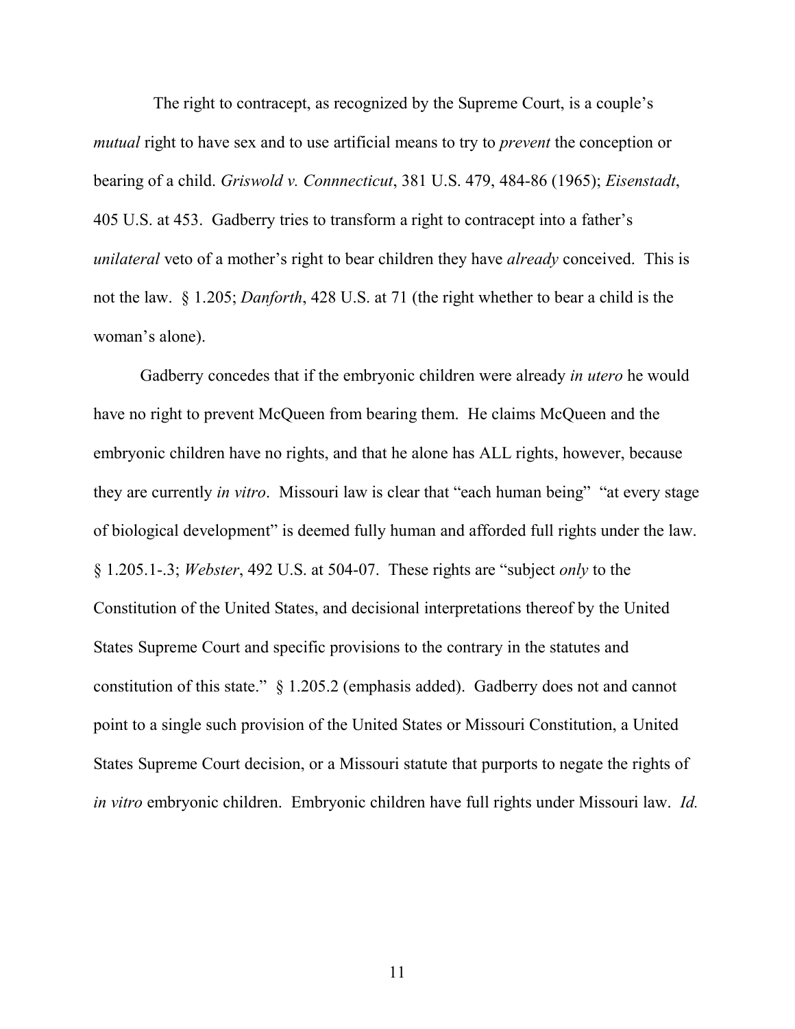The right to contracept, as recognized by the Supreme Court, is a couple's *mutual* right to have sex and to use artificial means to try to *prevent* the conception or bearing of a child. *Griswold v. Connnecticut*, 381 U.S. 479, 484-86 (1965); *Eisenstadt*, 405 U.S. at 453. Gadberry tries to transform a right to contracept into a father's *unilateral* veto of a mother's right to bear children they have *already* conceived. This is not the law. § 1.205; *Danforth*, 428 U.S. at 71 (the right whether to bear a child is the woman's alone).

Gadberry concedes that if the embryonic children were already *in utero* he would have no right to prevent McQueen from bearing them. He claims McQueen and the embryonic children have no rights, and that he alone has ALL rights, however, because they are currently *in vitro*. Missouri law is clear that "each human being" "at every stage of biological development" is deemed fully human and afforded full rights under the law. § 1.205.1-.3; *Webster*, 492 U.S. at 504-07. These rights are "subject *only* to the Constitution of the United States, and decisional interpretations thereof by the United States Supreme Court and specific provisions to the contrary in the statutes and constitution of this state." § 1.205.2 (emphasis added). Gadberry does not and cannot point to a single such provision of the United States or Missouri Constitution, a United States Supreme Court decision, or a Missouri statute that purports to negate the rights of *in vitro* embryonic children. Embryonic children have full rights under Missouri law. *Id.*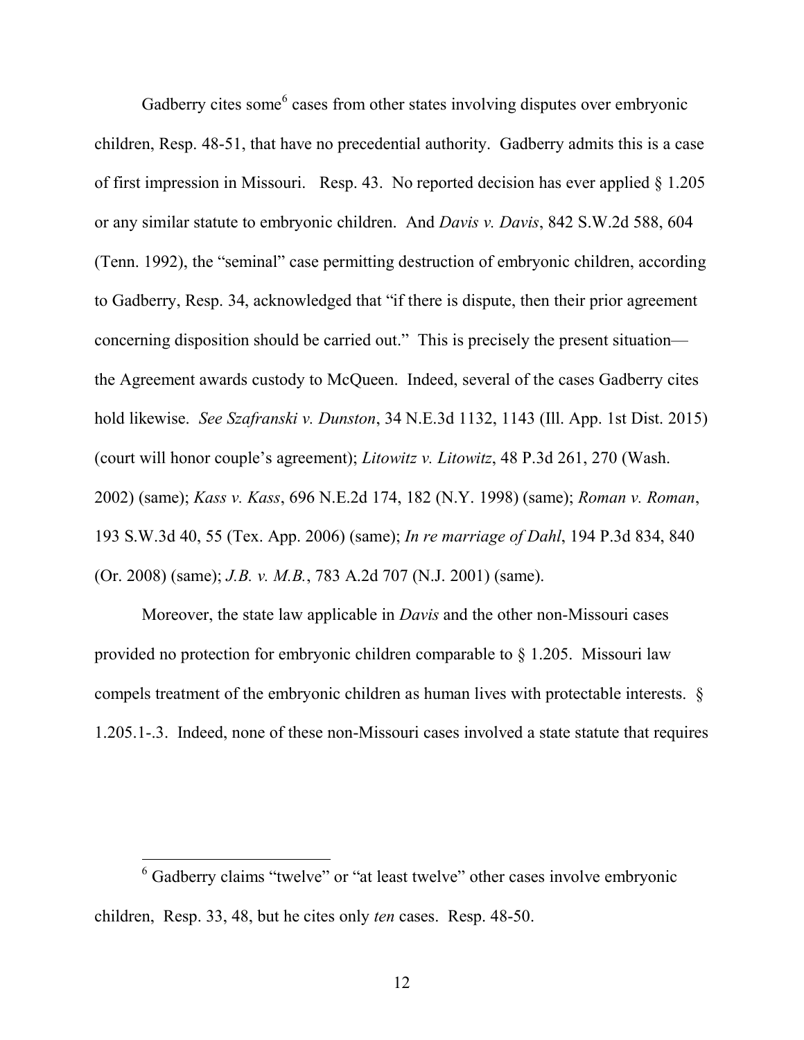Gadberry cites some[6] cases from other states involving disputes over embryonic children, Resp. 48-51, that have no precedential authority. Gadberry admits this is a case of first impression in Missouri. Resp. 43. No reported decision has ever applied § 1.205 or any similar statute to embryonic children. And *Davis v. Davis*, 842 S.W.2d 588, 604 (Tenn. 1992), the "seminal" case permitting destruction of embryonic children, according to Gadberry, Resp. 34, acknowledged that "if there is dispute, then their prior agreement concerning disposition should be carried out." This is precisely the present situation—the Agreement awards custody to McQueen. Indeed, several of the cases Gadberry cites hold likewise. *See Szafranski v. Dunston*, 34 N.E.3d 1132, 1143 (Ill. App. 1st Dist. 2015) (court will honor couple's agreement); *Litowitz v. Litowitz*, 48 P.3d 261, 270 (Wash. 2002) (same); *Kass v. Kass*, 696 N.E.2d 174, 182 (N.Y. 1998) (same); *Roman v. Roman*, 193 S.W.3d 40, 55 (Tex. App. 2006) (same); *In re marriage of Dahl*, 194 P.3d 834, 840 (Or. 2008) (same); *J.B. v. M.B.*, 783 A.2d 707 (N.J. 2001) (same).

Moreover, the state law applicable in *Davis* and the other non-Missouri cases provided no protection for embryonic children comparable to § 1.205. Missouri law compels treatment of the embryonic children as human lives with protectable interests. § 1.205.1-.3. Indeed, none of these non-Missouri cases involved a state statute that requires

[6] Gadberry claims "twelve" or "at least twelve" other cases involve embryonic children, Resp. 33, 48, but he cites only *ten* cases. Resp. 48-50.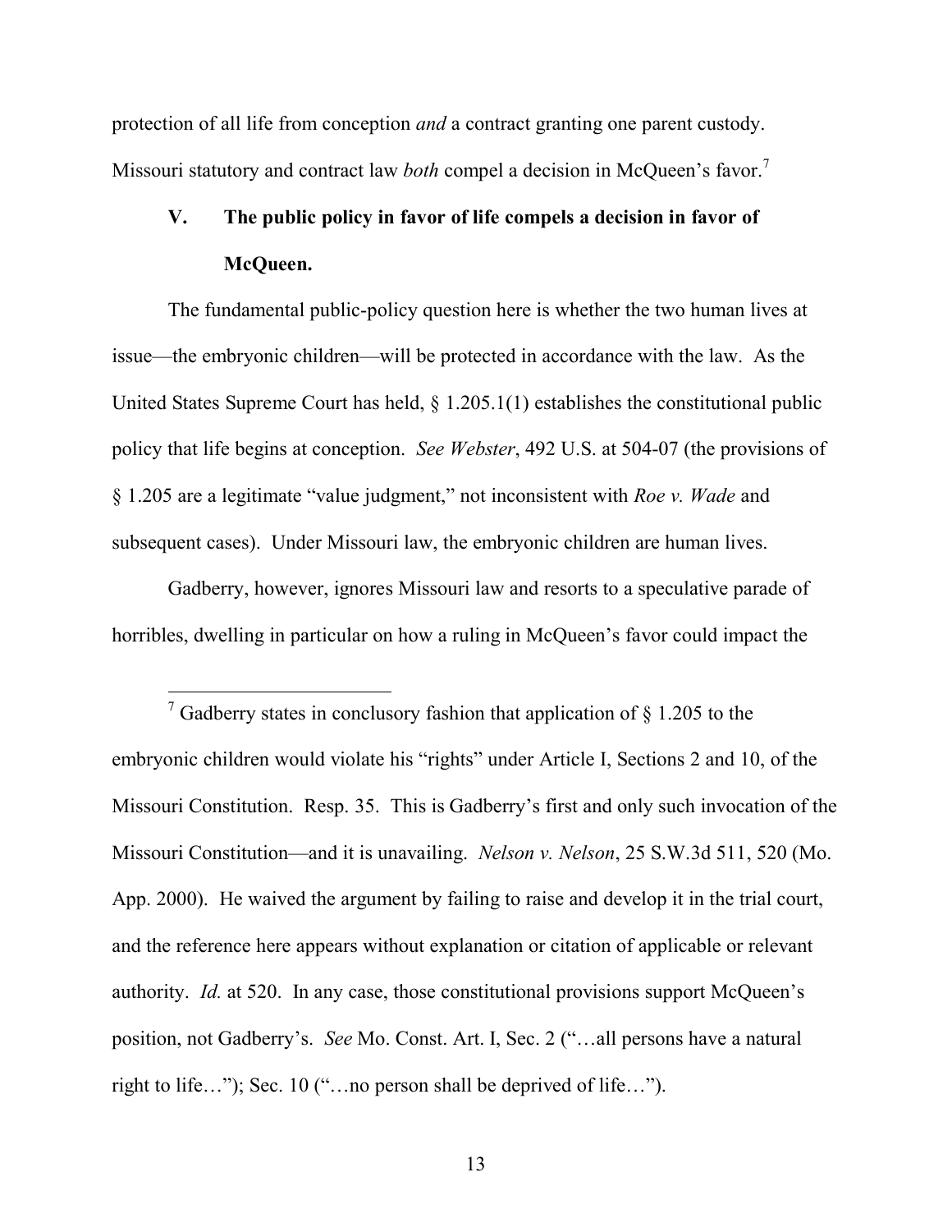protection of all life from conception *and* a contract granting one parent custody. Missouri statutory and contract law *both* compel a decision in McQueen's favor.[7]

## V. The public policy in favor of life compels a decision in favor of McQueen.

The fundamental public-policy question here is whether the two human lives at issue—the embryonic children—will be protected in accordance with the law. As the United States Supreme Court has held, § 1.205.1(1) establishes the constitutional public policy that life begins at conception. *See Webster*, 492 U.S. at 504-07 (the provisions of § 1.205 are a legitimate "value judgment," not inconsistent with *Roe v. Wade* and subsequent cases). Under Missouri law, the embryonic children are human lives.

Gadberry, however, ignores Missouri law and resorts to a speculative parade of horribles, dwelling in particular on how a ruling in McQueen's favor could impact the

---

[7] Gadberry states in conclusory fashion that application of § 1.205 to the embryonic children would violate his "rights" under Article I, Sections 2 and 10, of the Missouri Constitution. Resp. 35. This is Gadberry's first and only such invocation of the Missouri Constitution—and it is unavailing. *Nelson v. Nelson*, 25 S.W.3d 511, 520 (Mo. App. 2000). He waived the argument by failing to raise and develop it in the trial court, and the reference here appears without explanation or citation of applicable or relevant authority. *Id.* at 520. In any case, those constitutional provisions support McQueen's position, not Gadberry's. *See* Mo. Const. Art. I, Sec. 2 ("…all persons have a natural right to life…"); Sec. 10 ("…no person shall be deprived of life…").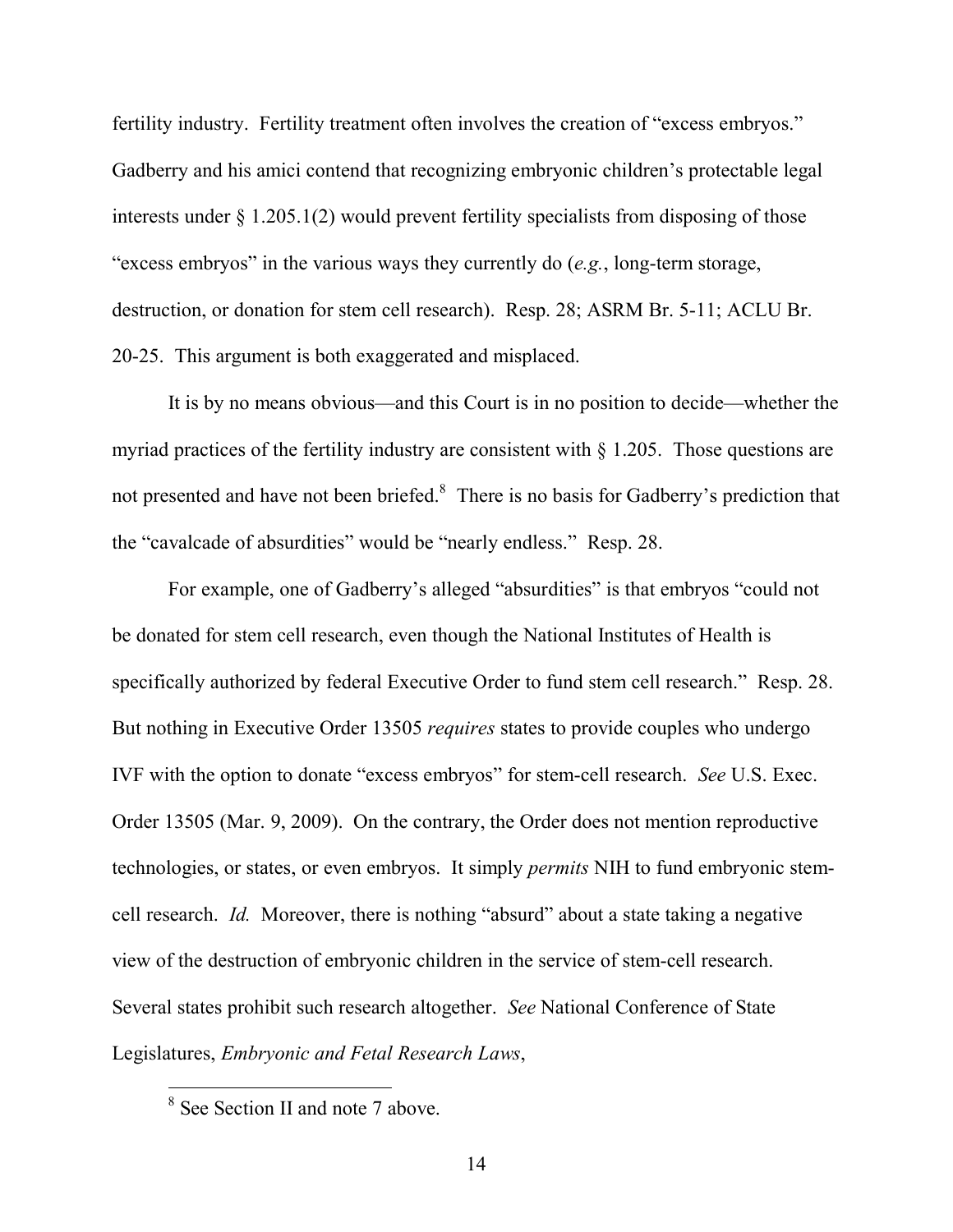fertility industry. Fertility treatment often involves the creation of "excess embryos." Gadberry and his amici contend that recognizing embryonic children's protectable legal interests under § 1.205.1(2) would prevent fertility specialists from disposing of those "excess embryos" in the various ways they currently do (*e.g.*, long-term storage, destruction, or donation for stem cell research). Resp. 28; ASRM Br. 5-11; ACLU Br. 20-25. This argument is both exaggerated and misplaced.

It is by no means obvious—and this Court is in no position to decide—whether the myriad practices of the fertility industry are consistent with § 1.205. Those questions are not presented and have not been briefed.[8] There is no basis for Gadberry's prediction that the "cavalcade of absurdities" would be "nearly endless." Resp. 28.

For example, one of Gadberry's alleged "absurdities" is that embryos "could not be donated for stem cell research, even though the National Institutes of Health is specifically authorized by federal Executive Order to fund stem cell research." Resp. 28. But nothing in Executive Order 13505 *requires* states to provide couples who undergo IVF with the option to donate "excess embryos" for stem-cell research. *See* U.S. Exec. Order 13505 (Mar. 9, 2009). On the contrary, the Order does not mention reproductive technologies, or states, or even embryos. It simply *permits* NIH to fund embryonic stem-cell research. *Id.* Moreover, there is nothing "absurd" about a state taking a negative view of the destruction of embryonic children in the service of stem-cell research. Several states prohibit such research altogether. *See* National Conference of State Legislatures, *Embryonic and Fetal Research Laws*,

[8] See Section II and note 7 above.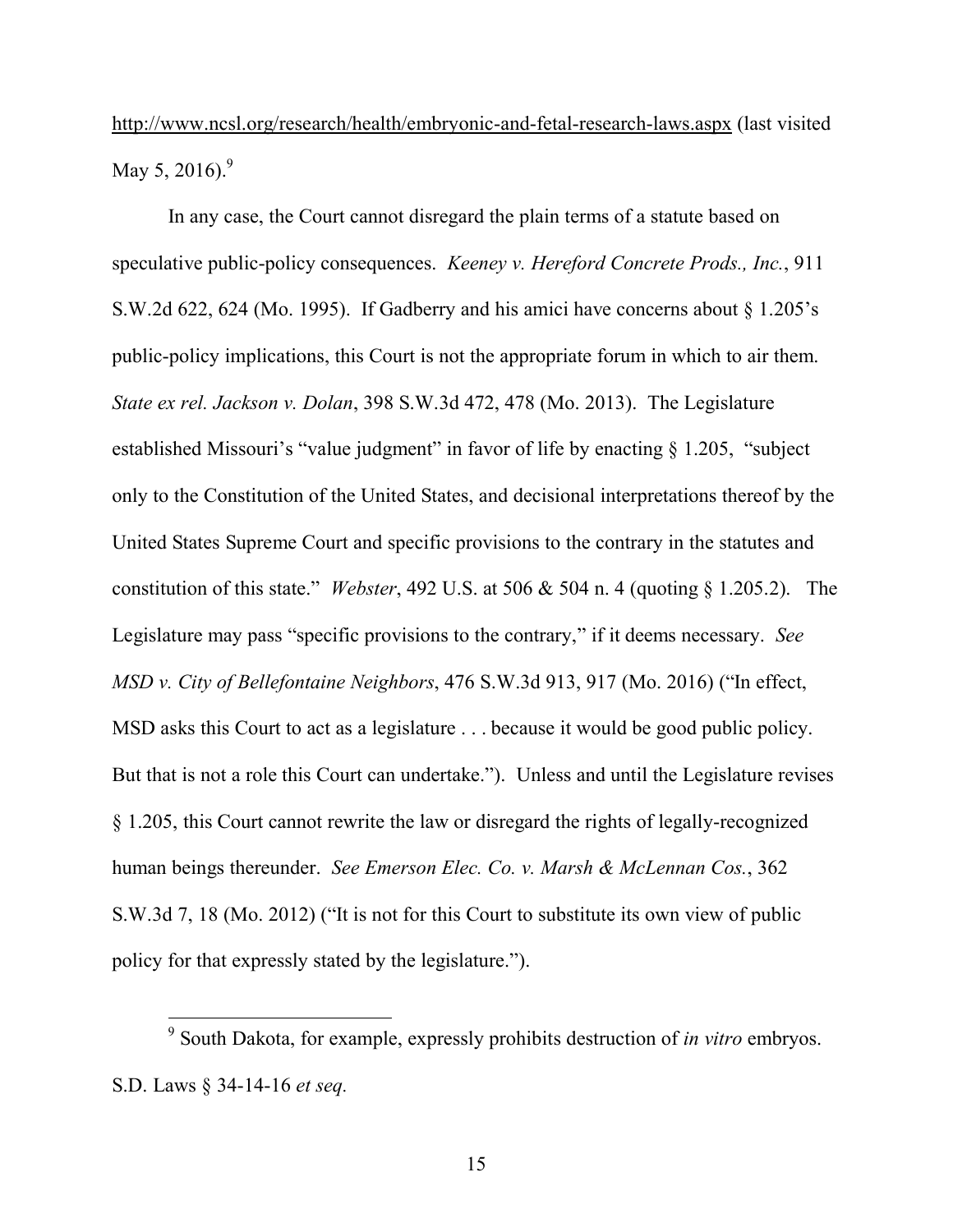http://www.ncsl.org/research/health/embryonic-and-fetal-research-laws.aspx (last visited May 5, 2016).[9]

In any case, the Court cannot disregard the plain terms of a statute based on speculative public-policy consequences. *Keeney v. Hereford Concrete Prods., Inc.*, 911 S.W.2d 622, 624 (Mo. 1995). If Gadberry and his amici have concerns about § 1.205's public-policy implications, this Court is not the appropriate forum in which to air them. *State ex rel. Jackson v. Dolan*, 398 S.W.3d 472, 478 (Mo. 2013). The Legislature established Missouri's "value judgment" in favor of life by enacting § 1.205, "subject only to the Constitution of the United States, and decisional interpretations thereof by the United States Supreme Court and specific provisions to the contrary in the statutes and constitution of this state." *Webster*, 492 U.S. at 506 & 504 n. 4 (quoting § 1.205.2). The Legislature may pass "specific provisions to the contrary," if it deems necessary. *See MSD v. City of Bellefontaine Neighbors*, 476 S.W.3d 913, 917 (Mo. 2016) ("In effect, MSD asks this Court to act as a legislature . . . because it would be good public policy. But that is not a role this Court can undertake."). Unless and until the Legislature revises § 1.205, this Court cannot rewrite the law or disregard the rights of legally-recognized human beings thereunder. *See Emerson Elec. Co. v. Marsh & McLennan Cos.*, 362 S.W.3d 7, 18 (Mo. 2012) ("It is not for this Court to substitute its own view of public policy for that expressly stated by the legislature.").

---

[9] South Dakota, for example, expressly prohibits destruction of *in vitro* embryos. S.D. Laws § 34-14-16 *et seq.*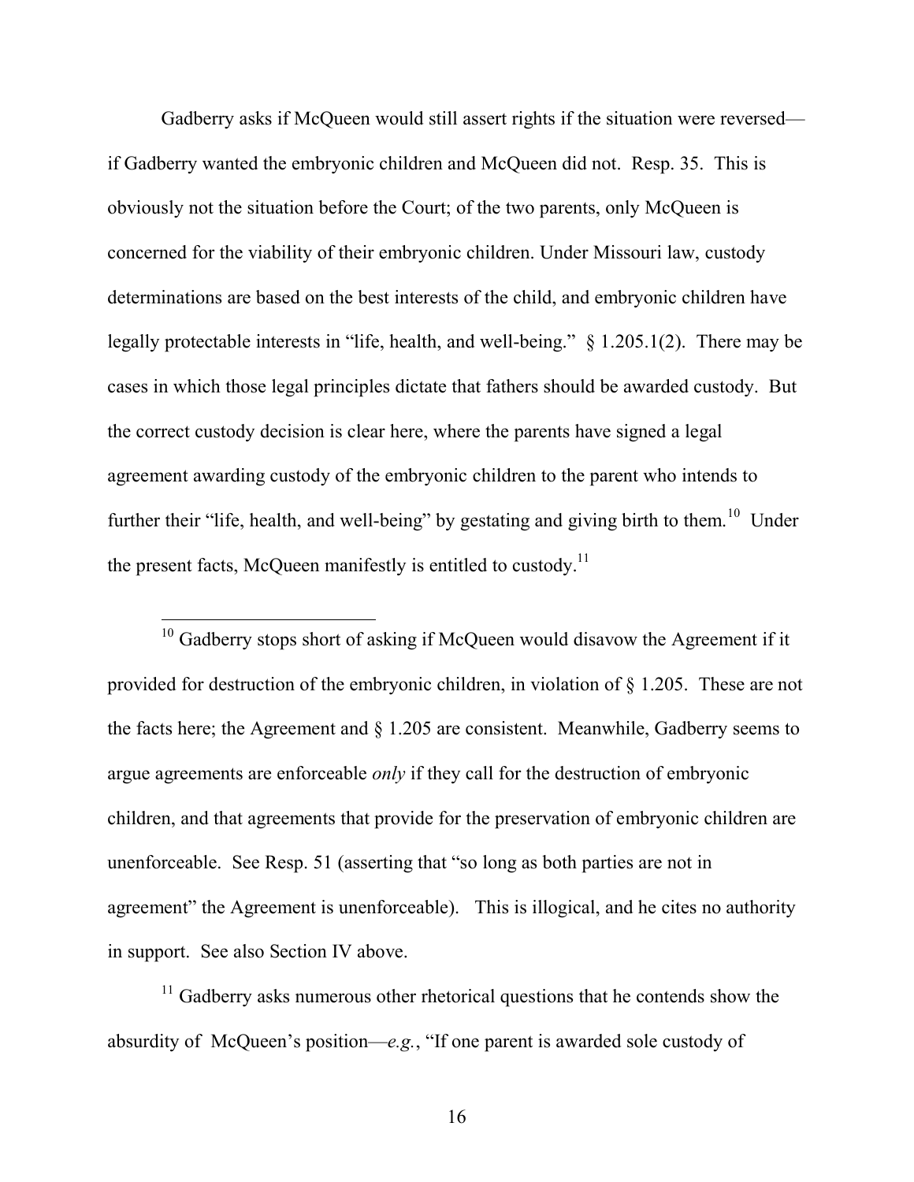Gadberry asks if McQueen would still assert rights if the situation were reversed—if Gadberry wanted the embryonic children and McQueen did not. Resp. 35. This is obviously not the situation before the Court; of the two parents, only McQueen is concerned for the viability of their embryonic children. Under Missouri law, custody determinations are based on the best interests of the child, and embryonic children have legally protectable interests in "life, health, and well-being." § 1.205.1(2). There may be cases in which those legal principles dictate that fathers should be awarded custody. But the correct custody decision is clear here, where the parents have signed a legal agreement awarding custody of the embryonic children to the parent who intends to further their "life, health, and well-being" by gestating and giving birth to them.[10] Under the present facts, McQueen manifestly is entitled to custody.[11]

[10] Gadberry stops short of asking if McQueen would disavow the Agreement if it provided for destruction of the embryonic children, in violation of § 1.205. These are not the facts here; the Agreement and § 1.205 are consistent. Meanwhile, Gadberry seems to argue agreements are enforceable *only* if they call for the destruction of embryonic children, and that agreements that provide for the preservation of embryonic children are unenforceable. See Resp. 51 (asserting that "so long as both parties are not in agreement" the Agreement is unenforceable). This is illogical, and he cites no authority in support. See also Section IV above.

[11] Gadberry asks numerous other rhetorical questions that he contends show the absurdity of McQueen's position—*e.g.*, "If one parent is awarded sole custody of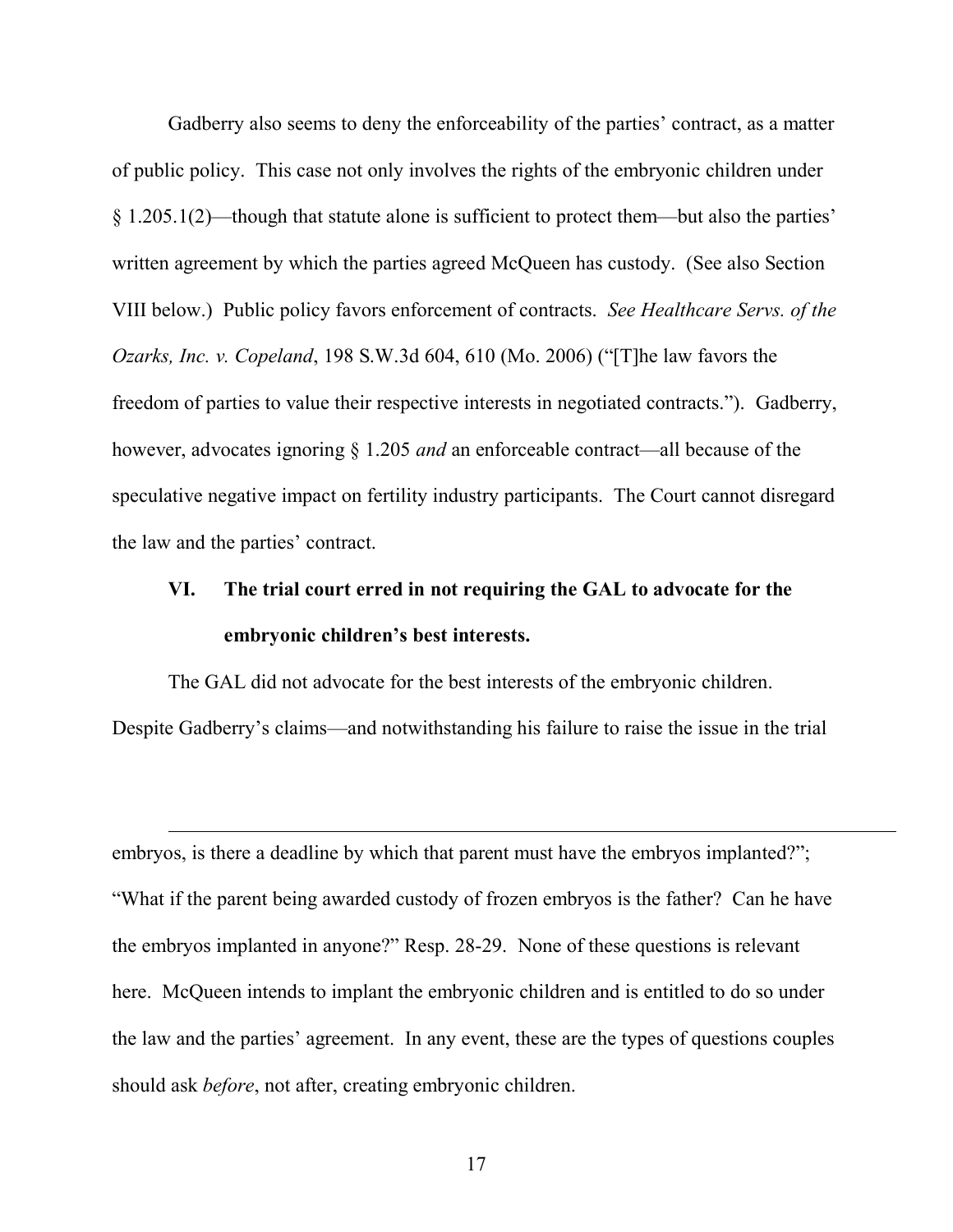Gadberry also seems to deny the enforceability of the parties' contract, as a matter of public policy. This case not only involves the rights of the embryonic children under § 1.205.1(2)—though that statute alone is sufficient to protect them—but also the parties' written agreement by which the parties agreed McQueen has custody. (See also Section VIII below.) Public policy favors enforcement of contracts. *See Healthcare Servs. of the Ozarks, Inc. v. Copeland*, 198 S.W.3d 604, 610 (Mo. 2006) ("[T]he law favors the freedom of parties to value their respective interests in negotiated contracts."). Gadberry, however, advocates ignoring § 1.205 *and* an enforceable contract—all because of the speculative negative impact on fertility industry participants. The Court cannot disregard the law and the parties' contract.

## VI. The trial court erred in not requiring the GAL to advocate for the embryonic children's best interests.

The GAL did not advocate for the best interests of the embryonic children. Despite Gadberry's claims—and notwithstanding his failure to raise the issue in the trial

---

embryos, is there a deadline by which that parent must have the embryos implanted?"; "What if the parent being awarded custody of frozen embryos is the father? Can he have the embryos implanted in anyone?" Resp. 28-29. None of these questions is relevant here. McQueen intends to implant the embryonic children and is entitled to do so under the law and the parties' agreement. In any event, these are the types of questions couples should ask *before*, not after, creating embryonic children.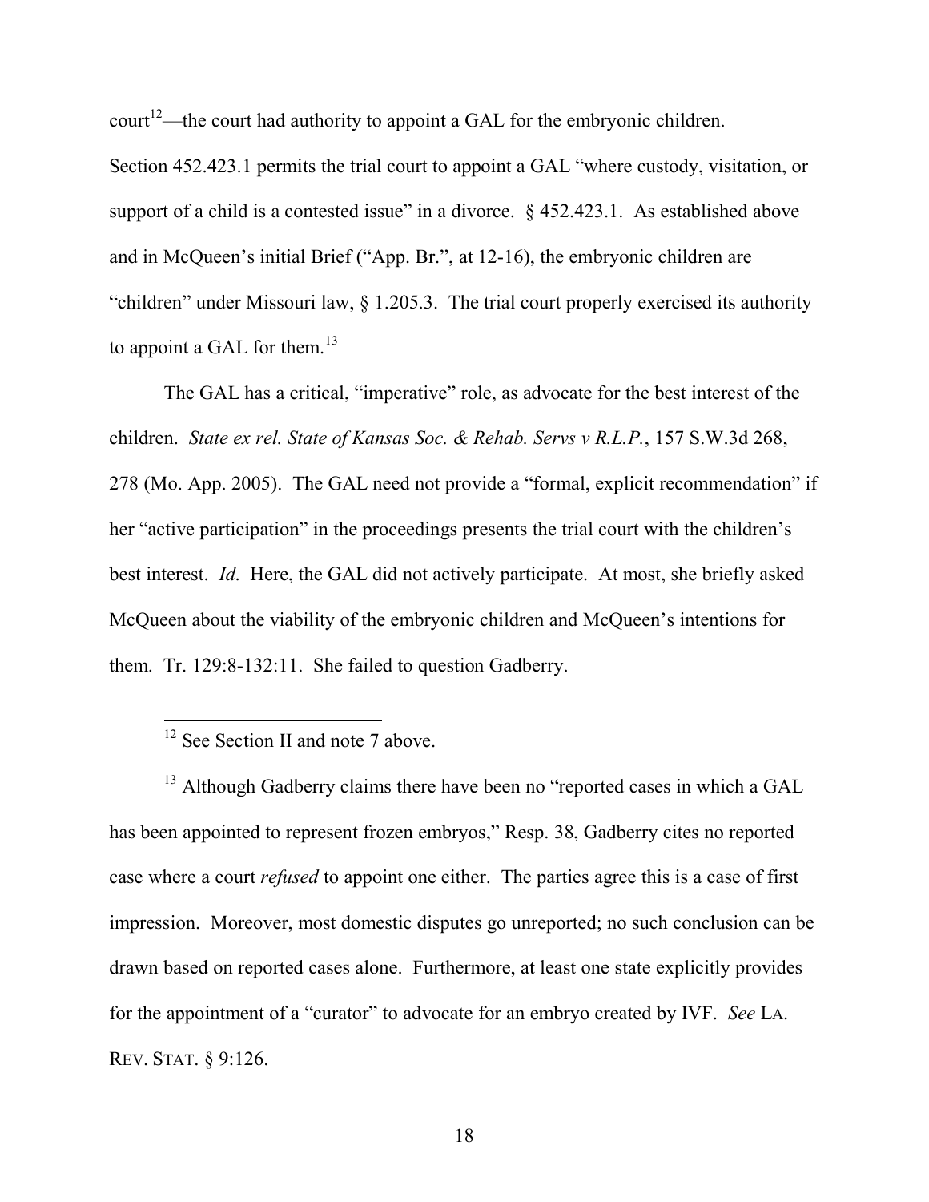court[12]—the court had authority to appoint a GAL for the embryonic children. Section 452.423.1 permits the trial court to appoint a GAL "where custody, visitation, or support of a child is a contested issue" in a divorce. § 452.423.1. As established above and in McQueen's initial Brief ("App. Br.", at 12-16), the embryonic children are "children" under Missouri law, § 1.205.3. The trial court properly exercised its authority to appoint a GAL for them.[13]

The GAL has a critical, "imperative" role, as advocate for the best interest of the children. *State ex rel. State of Kansas Soc. & Rehab. Servs v R.L.P.*, 157 S.W.3d 268, 278 (Mo. App. 2005). The GAL need not provide a "formal, explicit recommendation" if her "active participation" in the proceedings presents the trial court with the children's best interest. *Id*. Here, the GAL did not actively participate. At most, she briefly asked McQueen about the viability of the embryonic children and McQueen's intentions for them. Tr. 129:8-132:11. She failed to question Gadberry.

---

[12] See Section II and note 7 above.

[13] Although Gadberry claims there have been no "reported cases in which a GAL has been appointed to represent frozen embryos," Resp. 38, Gadberry cites no reported case where a court *refused* to appoint one either. The parties agree this is a case of first impression. Moreover, most domestic disputes go unreported; no such conclusion can be drawn based on reported cases alone. Furthermore, at least one state explicitly provides for the appointment of a "curator" to advocate for an embryo created by IVF. *See* LA. REV. STAT. § 9:126.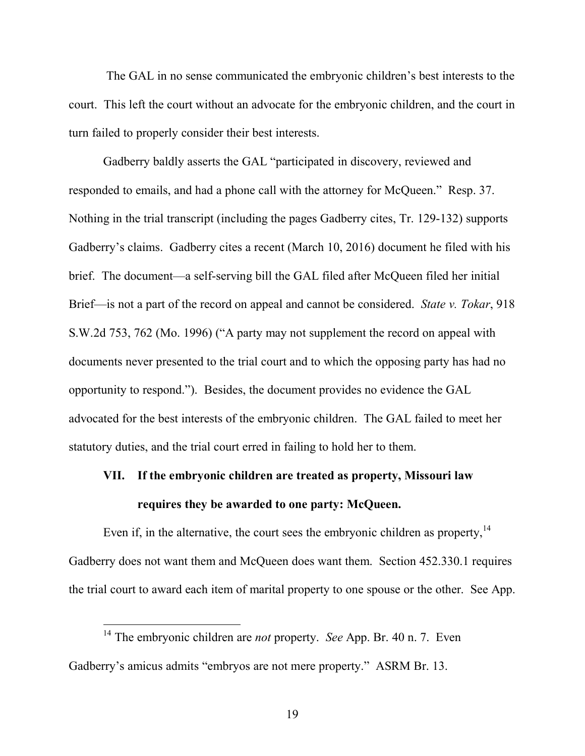The GAL in no sense communicated the embryonic children's best interests to the court. This left the court without an advocate for the embryonic children, and the court in turn failed to properly consider their best interests.

Gadberry baldly asserts the GAL "participated in discovery, reviewed and responded to emails, and had a phone call with the attorney for McQueen." Resp. 37. Nothing in the trial transcript (including the pages Gadberry cites, Tr. 129-132) supports Gadberry's claims. Gadberry cites a recent (March 10, 2016) document he filed with his brief. The document—a self-serving bill the GAL filed after McQueen filed her initial Brief—is not a part of the record on appeal and cannot be considered. *State v. Tokar*, 918 S.W.2d 753, 762 (Mo. 1996) ("A party may not supplement the record on appeal with documents never presented to the trial court and to which the opposing party has had no opportunity to respond."). Besides, the document provides no evidence the GAL advocated for the best interests of the embryonic children. The GAL failed to meet her statutory duties, and the trial court erred in failing to hold her to them.

## VII. If the embryonic children are treated as property, Missouri law requires they be awarded to one party: McQueen.

Even if, in the alternative, the court sees the embryonic children as property,[14] Gadberry does not want them and McQueen does want them. Section 452.330.1 requires the trial court to award each item of marital property to one spouse or the other. See App.

---

[14] The embryonic children are *not* property. *See* App. Br. 40 n. 7. Even Gadberry's amicus admits "embryos are not mere property." ASRM Br. 13.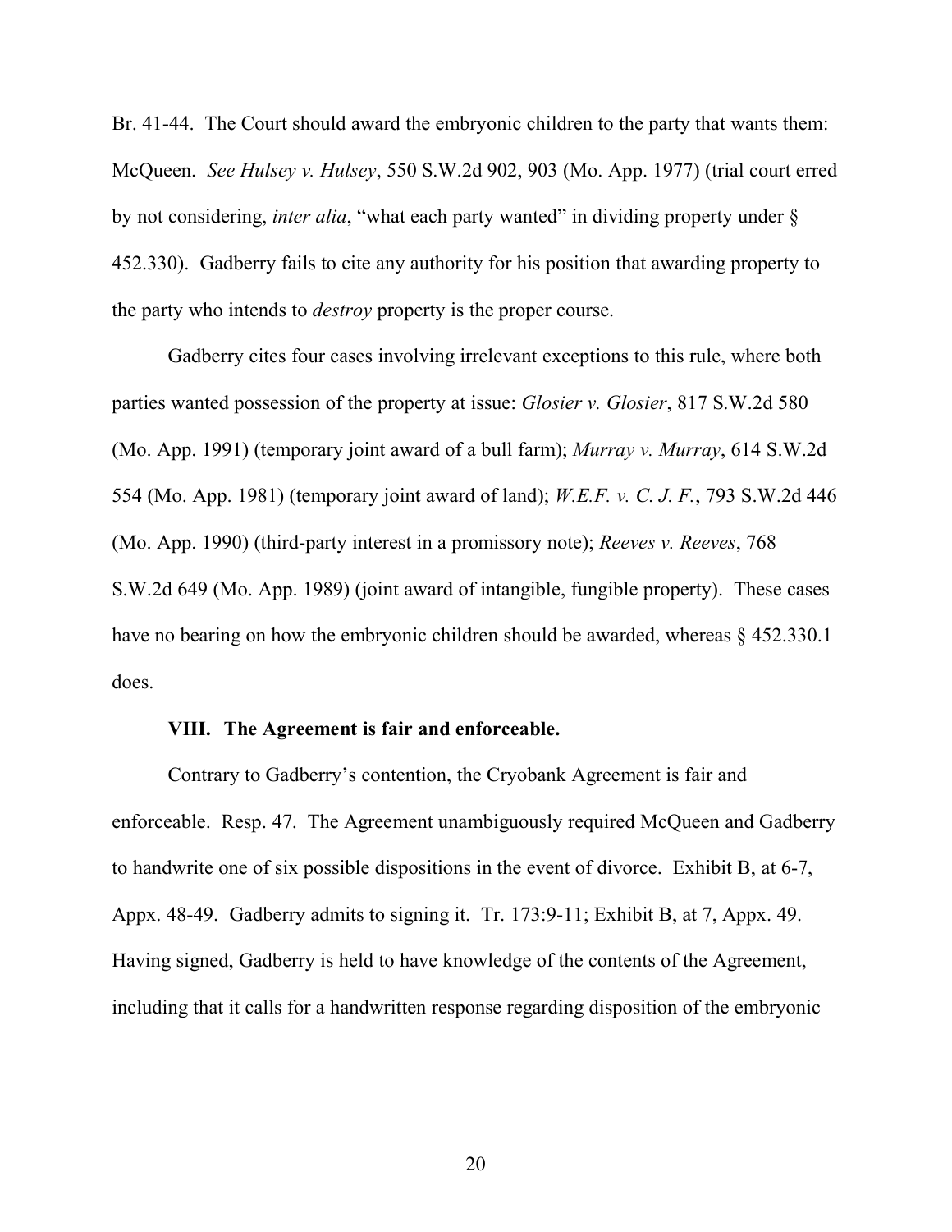Br. 41-44. The Court should award the embryonic children to the party that wants them: McQueen. *See Hulsey v. Hulsey*, 550 S.W.2d 902, 903 (Mo. App. 1977) (trial court erred by not considering, *inter alia*, "what each party wanted" in dividing property under § 452.330). Gadberry fails to cite any authority for his position that awarding property to the party who intends to *destroy* property is the proper course.

Gadberry cites four cases involving irrelevant exceptions to this rule, where both parties wanted possession of the property at issue: *Glosier v. Glosier*, 817 S.W.2d 580 (Mo. App. 1991) (temporary joint award of a bull farm); *Murray v. Murray*, 614 S.W.2d 554 (Mo. App. 1981) (temporary joint award of land); *W.E.F. v. C. J. F.*, 793 S.W.2d 446 (Mo. App. 1990) (third-party interest in a promissory note); *Reeves v. Reeves*, 768 S.W.2d 649 (Mo. App. 1989) (joint award of intangible, fungible property). These cases have no bearing on how the embryonic children should be awarded, whereas § 452.330.1 does.

### VIII. The Agreement is fair and enforceable.

Contrary to Gadberry's contention, the Cryobank Agreement is fair and enforceable. Resp. 47. The Agreement unambiguously required McQueen and Gadberry to handwrite one of six possible dispositions in the event of divorce. Exhibit B, at 6-7, Appx. 48-49. Gadberry admits to signing it. Tr. 173:9-11; Exhibit B, at 7, Appx. 49. Having signed, Gadberry is held to have knowledge of the contents of the Agreement, including that it calls for a handwritten response regarding disposition of the embryonic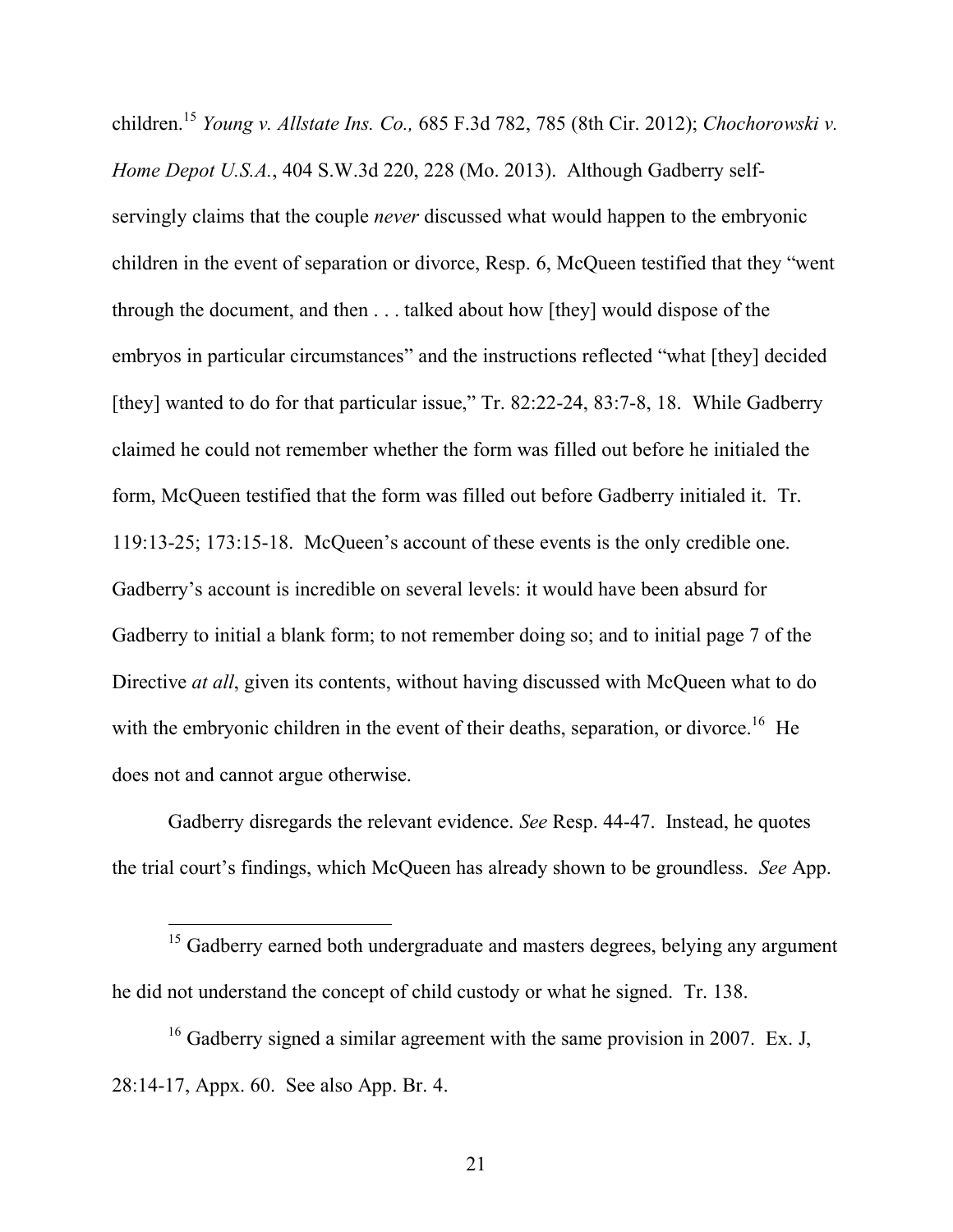children.[15] *Young v. Allstate Ins. Co.,* 685 F.3d 782, 785 (8th Cir. 2012); *Chochorowski v. Home Depot U.S.A.*, 404 S.W.3d 220, 228 (Mo. 2013). Although Gadberry self-servingly claims that the couple *never* discussed what would happen to the embryonic children in the event of separation or divorce, Resp. 6, McQueen testified that they "went through the document, and then . . . talked about how [they] would dispose of the embryos in particular circumstances" and the instructions reflected "what [they] decided [they] wanted to do for that particular issue," Tr. 82:22-24, 83:7-8, 18. While Gadberry claimed he could not remember whether the form was filled out before he initialed the form, McQueen testified that the form was filled out before Gadberry initialed it. Tr. 119:13-25; 173:15-18. McQueen's account of these events is the only credible one. Gadberry's account is incredible on several levels: it would have been absurd for Gadberry to initial a blank form; to not remember doing so; and to initial page 7 of the Directive *at all*, given its contents, without having discussed with McQueen what to do with the embryonic children in the event of their deaths, separation, or divorce.[16] He does not and cannot argue otherwise.

Gadberry disregards the relevant evidence. *See* Resp. 44-47. Instead, he quotes the trial court's findings, which McQueen has already shown to be groundless. *See* App.

[15] Gadberry earned both undergraduate and masters degrees, belying any argument he did not understand the concept of child custody or what he signed. Tr. 138.

[16] Gadberry signed a similar agreement with the same provision in 2007. Ex. J, 28:14-17, Appx. 60. See also App. Br. 4.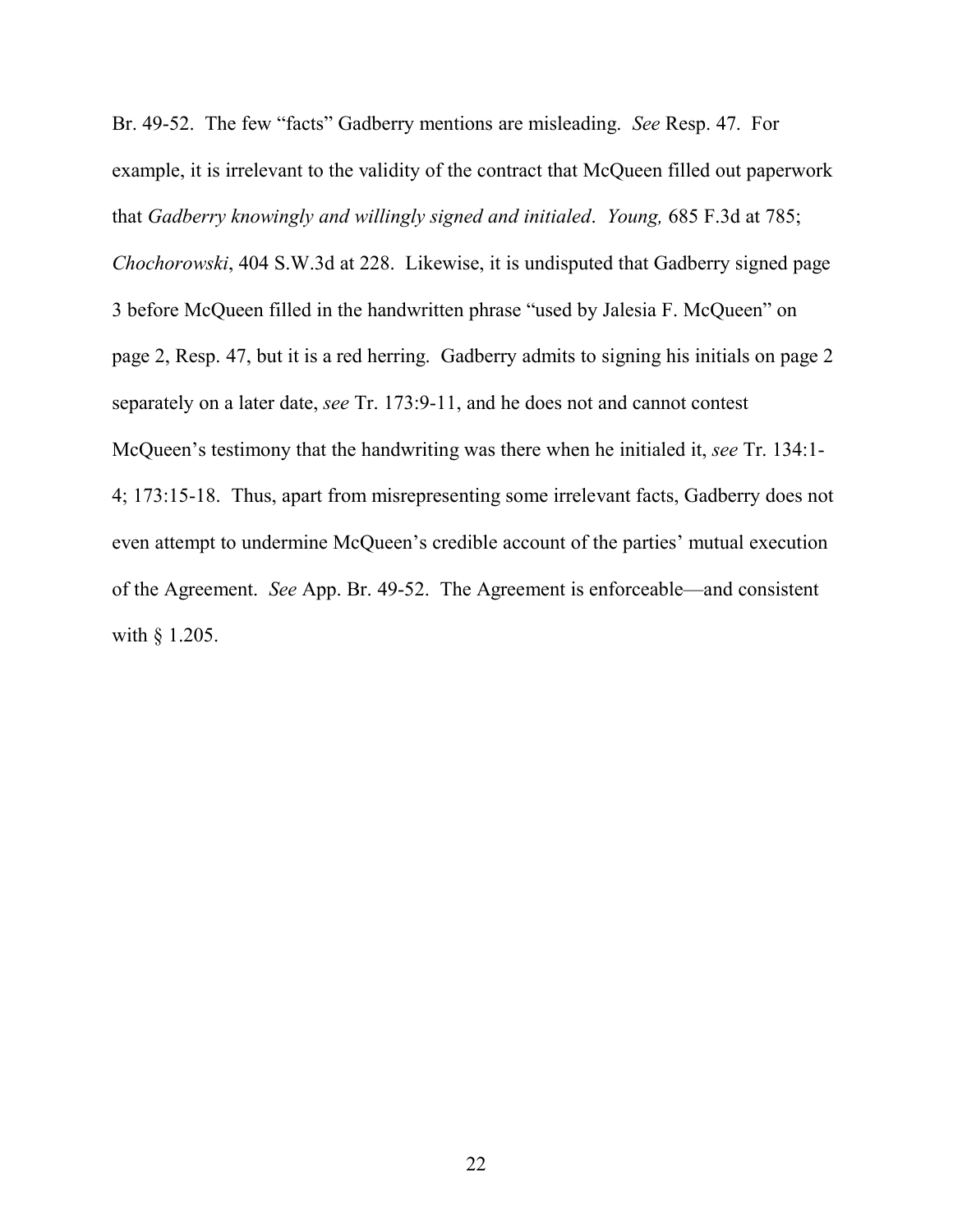Br. 49-52. The few "facts" Gadberry mentions are misleading. *See* Resp. 47. For example, it is irrelevant to the validity of the contract that McQueen filled out paperwork that *Gadberry knowingly and willingly signed and initialed*. *Young,* 685 F.3d at 785; *Chochorowski*, 404 S.W.3d at 228. Likewise, it is undisputed that Gadberry signed page 3 before McQueen filled in the handwritten phrase "used by Jalesia F. McQueen" on page 2, Resp. 47, but it is a red herring. Gadberry admits to signing his initials on page 2 separately on a later date, *see* Tr. 173:9-11, and he does not and cannot contest McQueen's testimony that the handwriting was there when he initialed it, *see* Tr. 134:1-4; 173:15-18. Thus, apart from misrepresenting some irrelevant facts, Gadberry does not even attempt to undermine McQueen's credible account of the parties' mutual execution of the Agreement. *See* App. Br. 49-52. The Agreement is enforceable—and consistent with § 1.205.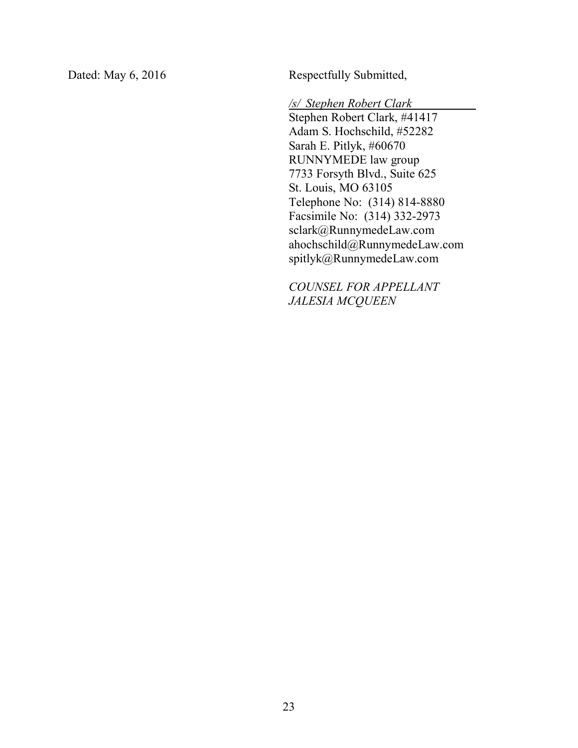Dated: May 6, 2016

Respectfully Submitted,

*/s/ Stephen Robert Clark*

Stephen Robert Clark, #41417
Adam S. Hochschild, #52282
Sarah E. Pitlyk, #60670
RUNNYMEDE law group
7733 Forsyth Blvd., Suite 625
St. Louis, MO 63105
Telephone No: (314) 814-8880
Facsimile No: (314) 332-2973
sclark@RunnymedeLaw.com
ahochschild@RunnymedeLaw.com
spitlyk@RunnymedeLaw.com

*COUNSEL FOR APPELLANT JALESIA MCQUEEN*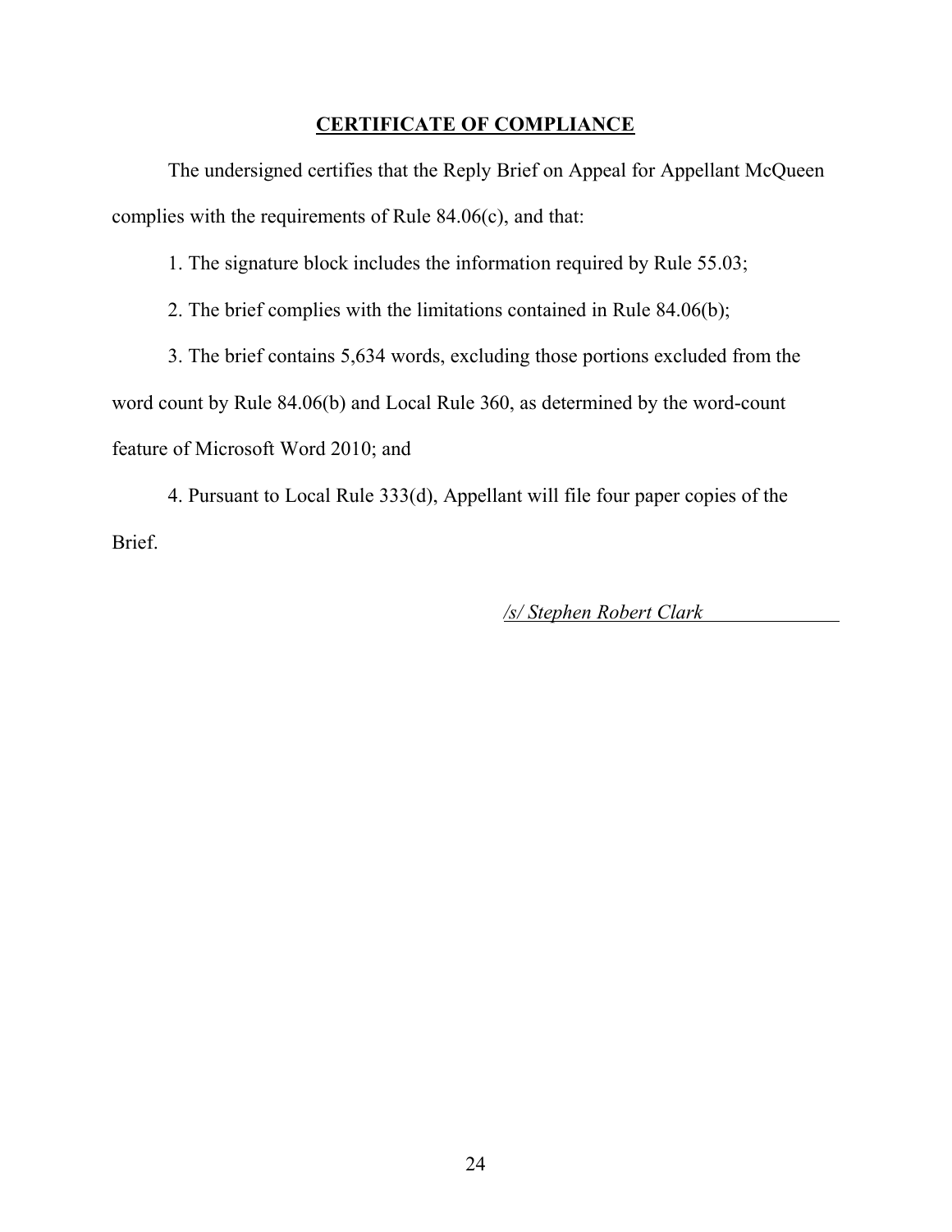## CERTIFICATE OF COMPLIANCE

The undersigned certifies that the Reply Brief on Appeal for Appellant McQueen complies with the requirements of Rule 84.06(c), and that:

1. The signature block includes the information required by Rule 55.03;

2. The brief complies with the limitations contained in Rule 84.06(b);

3. The brief contains 5,634 words, excluding those portions excluded from the word count by Rule 84.06(b) and Local Rule 360, as determined by the word-count feature of Microsoft Word 2010; and

4. Pursuant to Local Rule 333(d), Appellant will file four paper copies of the Brief.

*/s/ Stephen Robert Clark*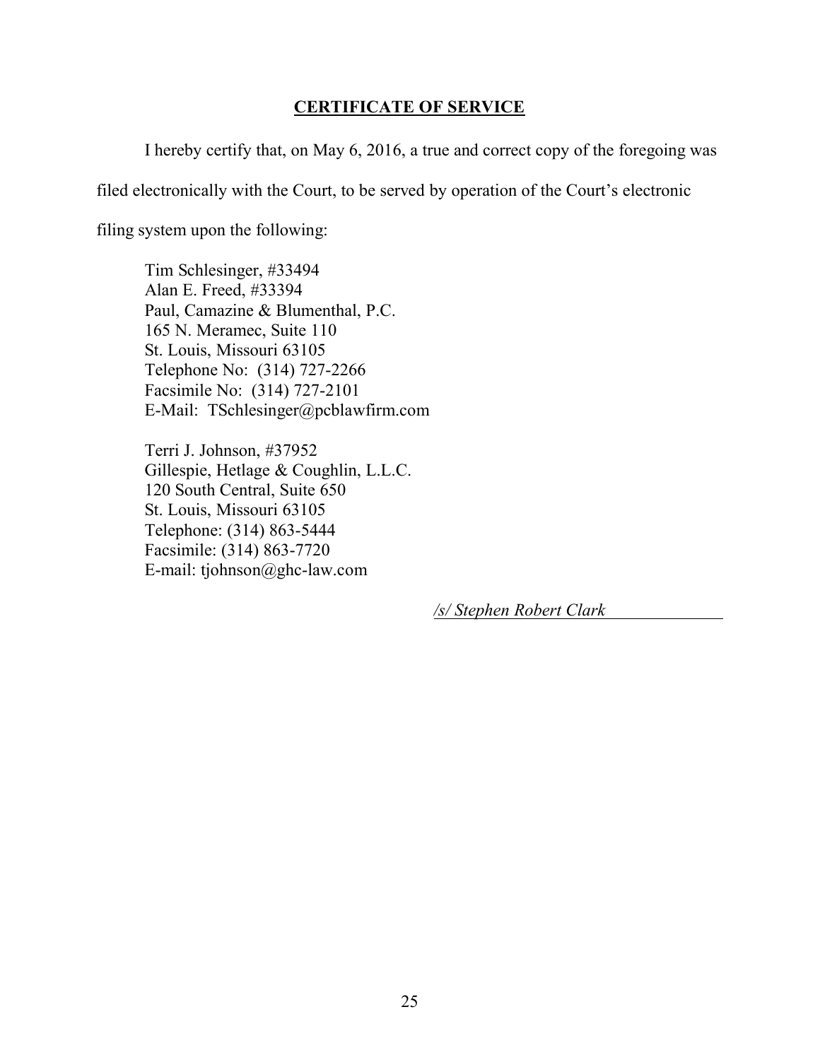## CERTIFICATE OF SERVICE

I hereby certify that, on May 6, 2016, a true and correct copy of the foregoing was filed electronically with the Court, to be served by operation of the Court's electronic filing system upon the following:

Tim Schlesinger, #33494
Alan E. Freed, #33394
Paul, Camazine & Blumenthal, P.C.
165 N. Meramec, Suite 110
St. Louis, Missouri 63105
Telephone No: (314) 727-2266
Facsimile No: (314) 727-2101
E-Mail: TSchlesinger@pcblawfirm.com

Terri J. Johnson, #37952
Gillespie, Hetlage & Coughlin, L.L.C.
120 South Central, Suite 650
St. Louis, Missouri 63105
Telephone: (314) 863-5444
Facsimile: (314) 863-7720
E-mail: tjohnson@ghc-law.com

*/s/ Stephen Robert Clark*